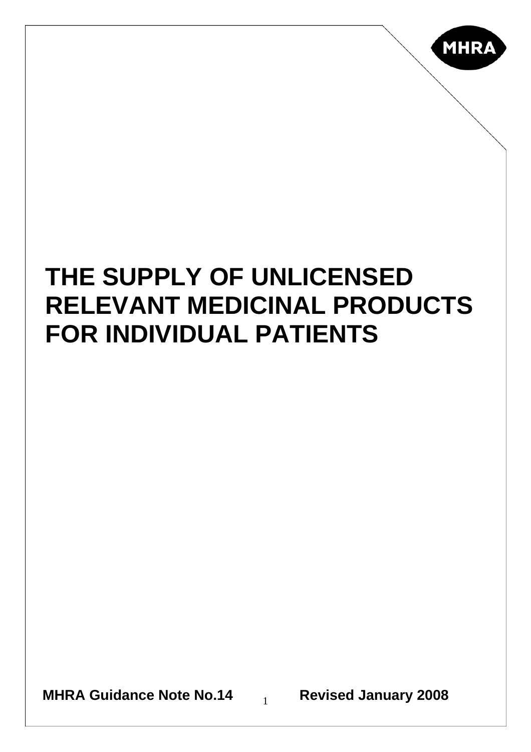MHRA

# THE SUPPLY OF UNLICENSED RELEVANT MEDICINAL PRODUCTS FOR INDIVIDUAL PATIENTS

**MHRA Guidance Note No.14** **Revised January 2008**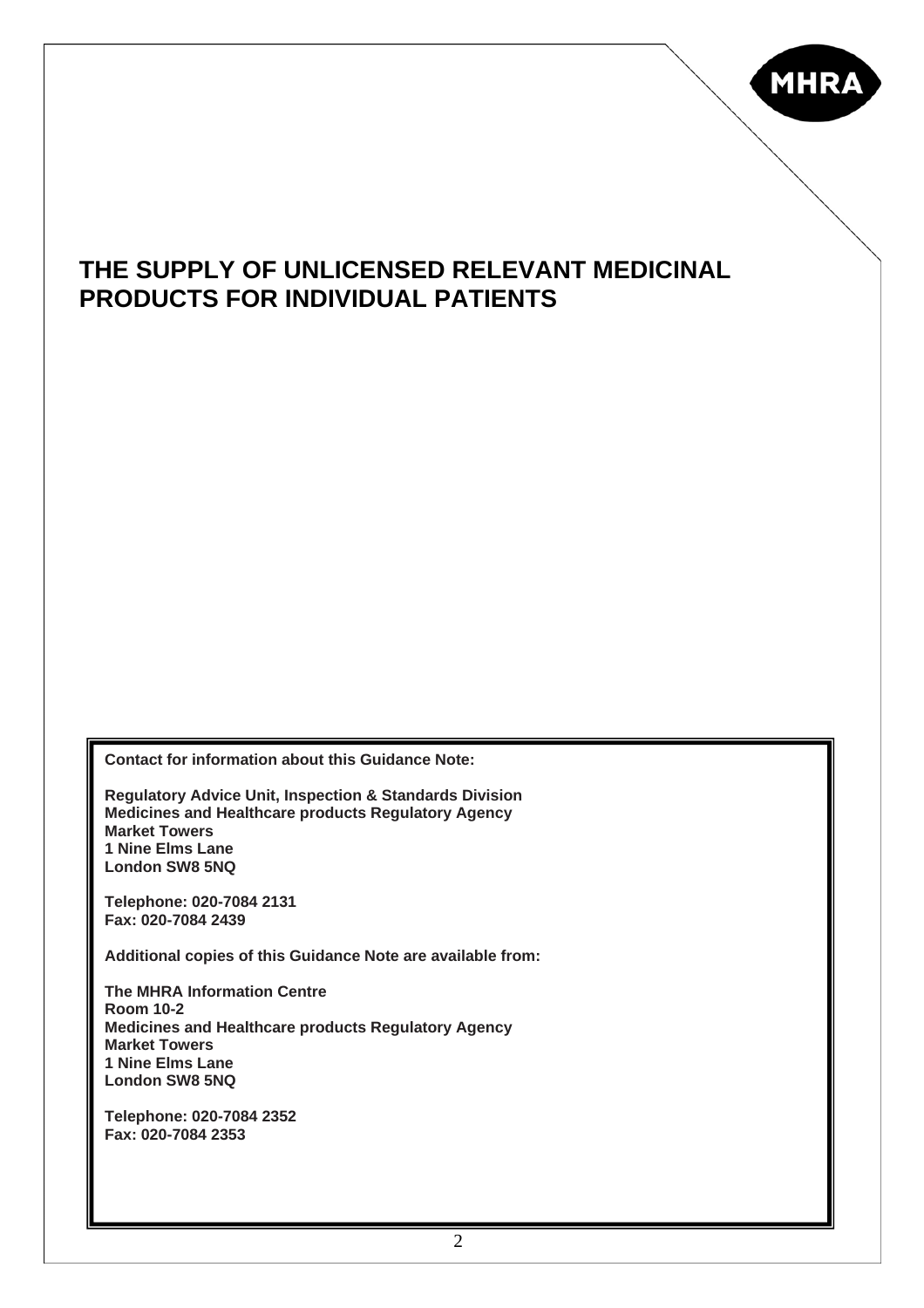# THE SUPPLY OF UNLICENSED RELEVANT MEDICINAL PRODUCTS FOR INDIVIDUAL PATIENTS

**Contact for information about this Guidance Note:**

**Regulatory Advice Unit, Inspection & Standards Division**
**Medicines and Healthcare products Regulatory Agency**
**Market Towers**
**1 Nine Elms Lane**
**London SW8 5NQ**

**Telephone: 020-7084 2131**
**Fax: 020-7084 2439**

**Additional copies of this Guidance Note are available from:**

**The MHRA Information Centre**
**Room 10-2**
**Medicines and Healthcare products Regulatory Agency**
**Market Towers**
**1 Nine Elms Lane**
**London SW8 5NQ**

**Telephone: 020-7084 2352**
**Fax: 020-7084 2353**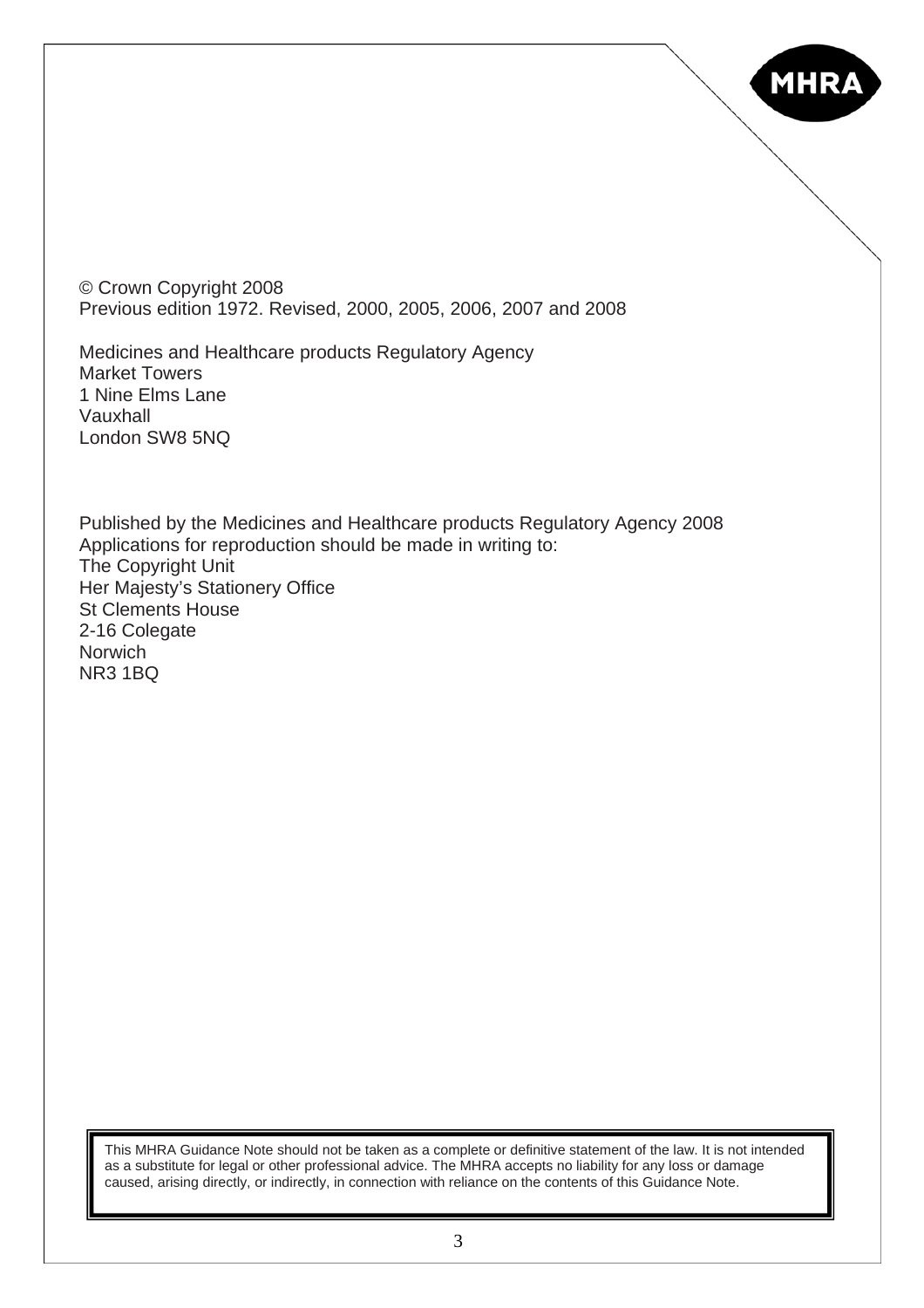© Crown Copyright 2008
Previous edition 1972. Revised, 2000, 2005, 2006, 2007 and 2008

Medicines and Healthcare products Regulatory Agency
Market Towers
1 Nine Elms Lane
Vauxhall
London SW8 5NQ

Published by the Medicines and Healthcare products Regulatory Agency 2008
Applications for reproduction should be made in writing to:
The Copyright Unit
Her Majesty's Stationery Office
St Clements House
2-16 Colegate
Norwich
NR3 1BQ

This MHRA Guidance Note should not be taken as a complete or definitive statement of the law. It is not intended as a substitute for legal or other professional advice. The MHRA accepts no liability for any loss or damage caused, arising directly, or indirectly, in connection with reliance on the contents of this Guidance Note.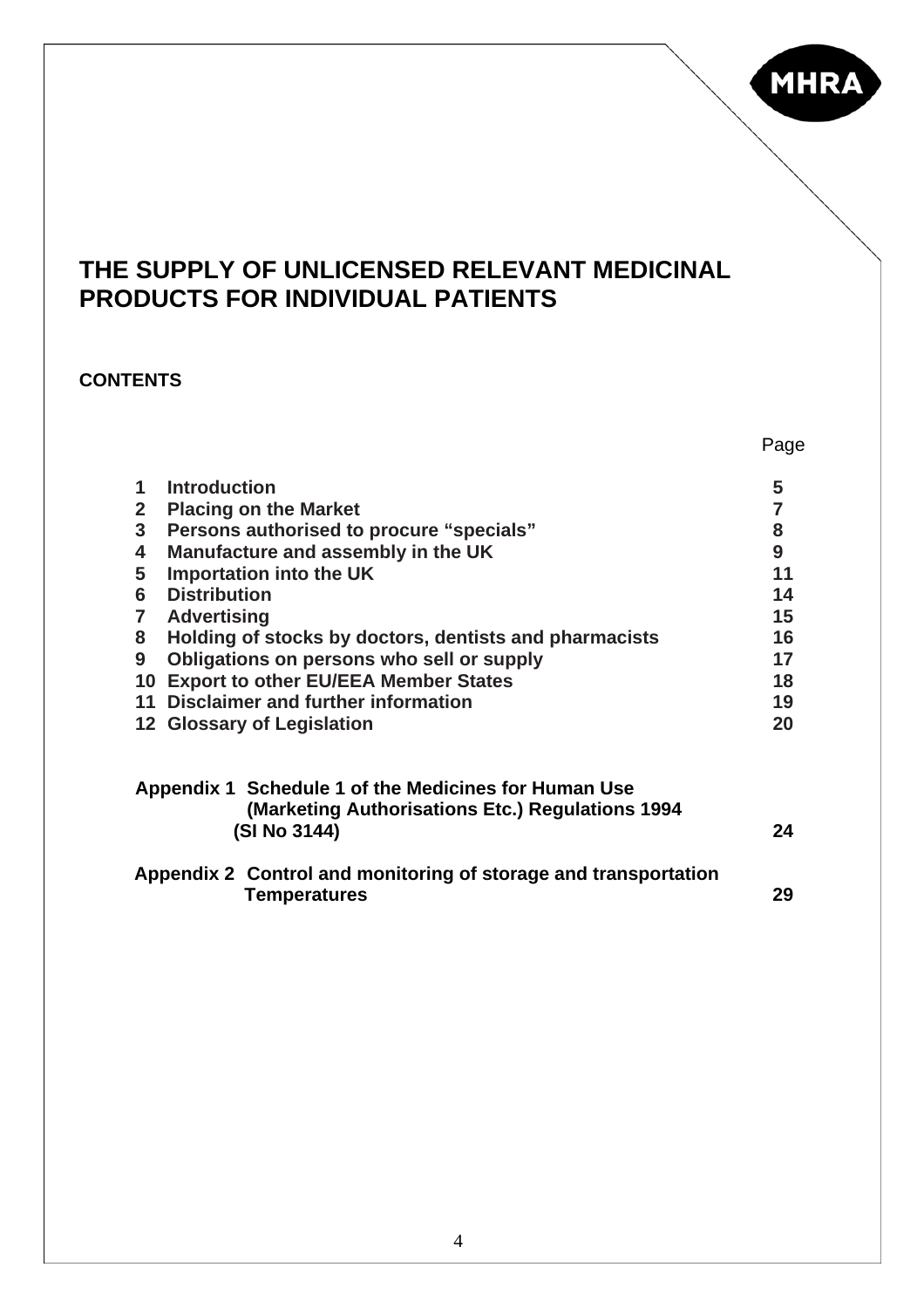# THE SUPPLY OF UNLICENSED RELEVANT MEDICINAL PRODUCTS FOR INDIVIDUAL PATIENTS

**CONTENTS**

| | | Page |
|---|---|---|
| **1** | **Introduction** | **5** |
| **2** | **Placing on the Market** | **7** |
| **3** | **Persons authorised to procure "specials"** | **8** |
| **4** | **Manufacture and assembly in the UK** | **9** |
| **5** | **Importation into the UK** | **11** |
| **6** | **Distribution** | **14** |
| **7** | **Advertising** | **15** |
| **8** | **Holding of stocks by doctors, dentists and pharmacists** | **16** |
| **9** | **Obligations on persons who sell or supply** | **17** |
| **10** | **Export to other EU/EEA Member States** | **18** |
| **11** | **Disclaimer and further information** | **19** |
| **12** | **Glossary of Legislation** | **20** |
| | **Appendix 1 Schedule 1 of the Medicines for Human Use (Marketing Authorisations Etc.) Regulations 1994 (SI No 3144)** | **24** |
| | **Appendix 2 Control and monitoring of storage and transportation Temperatures** | **29** |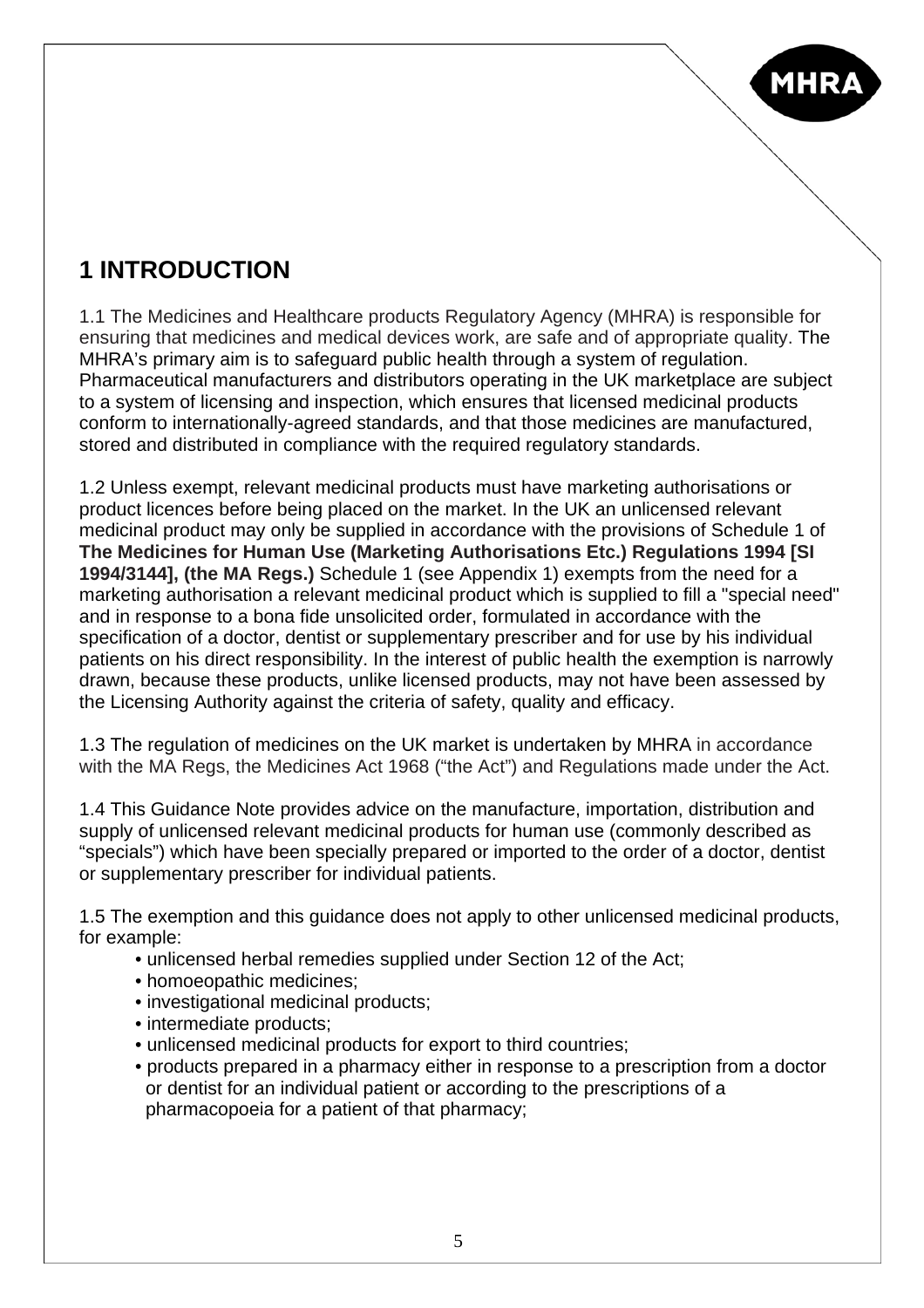# 1 INTRODUCTION

1.1 The Medicines and Healthcare products Regulatory Agency (MHRA) is responsible for ensuring that medicines and medical devices work, are safe and of appropriate quality. The MHRA's primary aim is to safeguard public health through a system of regulation. Pharmaceutical manufacturers and distributors operating in the UK marketplace are subject to a system of licensing and inspection, which ensures that licensed medicinal products conform to internationally-agreed standards, and that those medicines are manufactured, stored and distributed in compliance with the required regulatory standards.

1.2 Unless exempt, relevant medicinal products must have marketing authorisations or product licences before being placed on the market. In the UK an unlicensed relevant medicinal product may only be supplied in accordance with the provisions of Schedule 1 of **The Medicines for Human Use (Marketing Authorisations Etc.) Regulations 1994 [SI 1994/3144], (the MA Regs.)** Schedule 1 (see Appendix 1) exempts from the need for a marketing authorisation a relevant medicinal product which is supplied to fill a "special need" and in response to a bona fide unsolicited order, formulated in accordance with the specification of a doctor, dentist or supplementary prescriber and for use by his individual patients on his direct responsibility. In the interest of public health the exemption is narrowly drawn, because these products, unlike licensed products, may not have been assessed by the Licensing Authority against the criteria of safety, quality and efficacy.

1.3 The regulation of medicines on the UK market is undertaken by MHRA in accordance with the MA Regs, the Medicines Act 1968 ("the Act") and Regulations made under the Act.

1.4 This Guidance Note provides advice on the manufacture, importation, distribution and supply of unlicensed relevant medicinal products for human use (commonly described as "specials") which have been specially prepared or imported to the order of a doctor, dentist or supplementary prescriber for individual patients.

1.5 The exemption and this guidance does not apply to other unlicensed medicinal products, for example:

- unlicensed herbal remedies supplied under Section 12 of the Act;
- homoeopathic medicines;
- investigational medicinal products;
- intermediate products;
- unlicensed medicinal products for export to third countries;
- products prepared in a pharmacy either in response to a prescription from a doctor or dentist for an individual patient or according to the prescriptions of a pharmacopoeia for a patient of that pharmacy;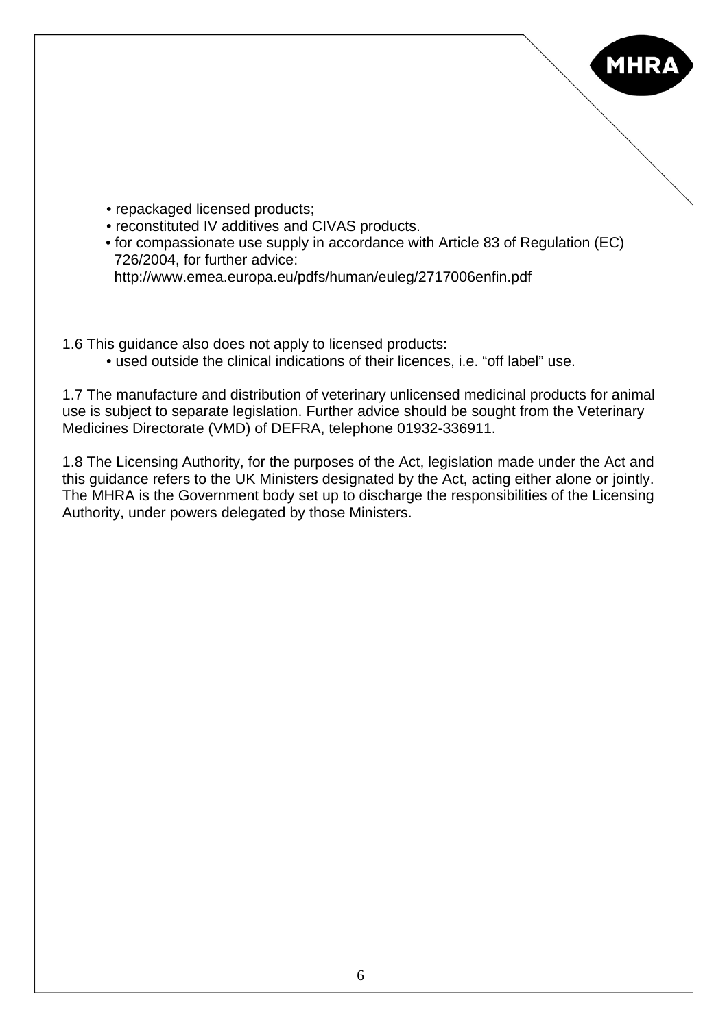- repackaged licensed products;
- reconstituted IV additives and CIVAS products.
- for compassionate use supply in accordance with Article 83 of Regulation (EC) 726/2004, for further advice: http://www.emea.europa.eu/pdfs/human/euleg/2717006enfin.pdf

1.6 This guidance also does not apply to licensed products:

- used outside the clinical indications of their licences, i.e. "off label" use.

1.7 The manufacture and distribution of veterinary unlicensed medicinal products for animal use is subject to separate legislation. Further advice should be sought from the Veterinary Medicines Directorate (VMD) of DEFRA, telephone 01932-336911.

1.8 The Licensing Authority, for the purposes of the Act, legislation made under the Act and this guidance refers to the UK Ministers designated by the Act, acting either alone or jointly. The MHRA is the Government body set up to discharge the responsibilities of the Licensing Authority, under powers delegated by those Ministers.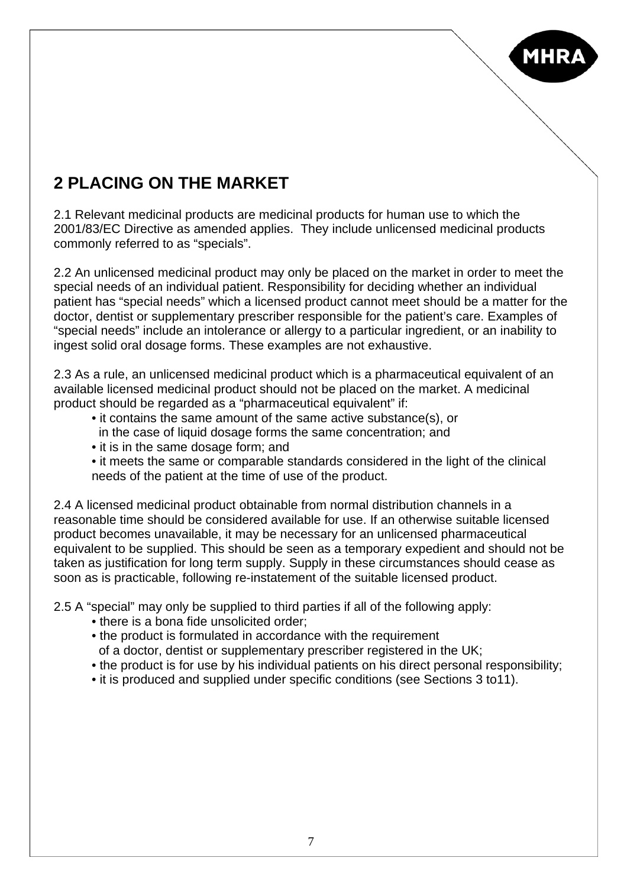## 2 PLACING ON THE MARKET

2.1 Relevant medicinal products are medicinal products for human use to which the 2001/83/EC Directive as amended applies. They include unlicensed medicinal products commonly referred to as "specials".

2.2 An unlicensed medicinal product may only be placed on the market in order to meet the special needs of an individual patient. Responsibility for deciding whether an individual patient has "special needs" which a licensed product cannot meet should be a matter for the doctor, dentist or supplementary prescriber responsible for the patient's care. Examples of "special needs" include an intolerance or allergy to a particular ingredient, or an inability to ingest solid oral dosage forms. These examples are not exhaustive.

2.3 As a rule, an unlicensed medicinal product which is a pharmaceutical equivalent of an available licensed medicinal product should not be placed on the market. A medicinal product should be regarded as a "pharmaceutical equivalent" if:

- it contains the same amount of the same active substance(s), or in the case of liquid dosage forms the same concentration; and
- it is in the same dosage form; and
- it meets the same or comparable standards considered in the light of the clinical needs of the patient at the time of use of the product.

2.4 A licensed medicinal product obtainable from normal distribution channels in a reasonable time should be considered available for use. If an otherwise suitable licensed product becomes unavailable, it may be necessary for an unlicensed pharmaceutical equivalent to be supplied. This should be seen as a temporary expedient and should not be taken as justification for long term supply. Supply in these circumstances should cease as soon as is practicable, following re-instatement of the suitable licensed product.

2.5 A "special" may only be supplied to third parties if all of the following apply:

- there is a bona fide unsolicited order;
- the product is formulated in accordance with the requirement of a doctor, dentist or supplementary prescriber registered in the UK;
- the product is for use by his individual patients on his direct personal responsibility;
- it is produced and supplied under specific conditions (see Sections 3 to11).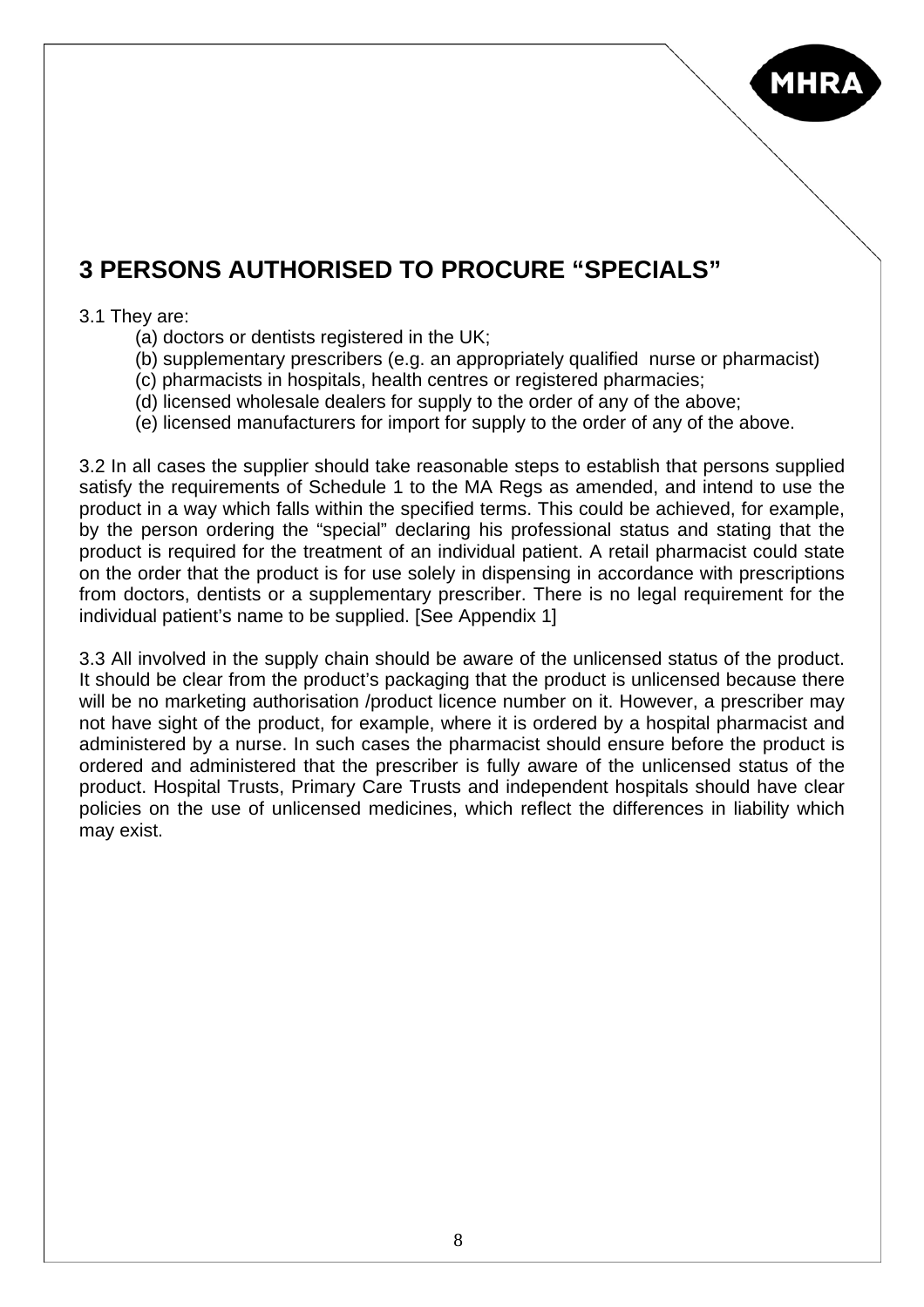## 3 PERSONS AUTHORISED TO PROCURE “SPECIALS”

3.1 They are:

(a) doctors or dentists registered in the UK;
(b) supplementary prescribers (e.g. an appropriately qualified nurse or pharmacist)
(c) pharmacists in hospitals, health centres or registered pharmacies;
(d) licensed wholesale dealers for supply to the order of any of the above;
(e) licensed manufacturers for import for supply to the order of any of the above.

3.2 In all cases the supplier should take reasonable steps to establish that persons supplied satisfy the requirements of Schedule 1 to the MA Regs as amended, and intend to use the product in a way which falls within the specified terms. This could be achieved, for example, by the person ordering the “special” declaring his professional status and stating that the product is required for the treatment of an individual patient. A retail pharmacist could state on the order that the product is for use solely in dispensing in accordance with prescriptions from doctors, dentists or a supplementary prescriber. There is no legal requirement for the individual patient’s name to be supplied. [See Appendix 1]

3.3 All involved in the supply chain should be aware of the unlicensed status of the product. It should be clear from the product’s packaging that the product is unlicensed because there will be no marketing authorisation /product licence number on it. However, a prescriber may not have sight of the product, for example, where it is ordered by a hospital pharmacist and administered by a nurse. In such cases the pharmacist should ensure before the product is ordered and administered that the prescriber is fully aware of the unlicensed status of the product. Hospital Trusts, Primary Care Trusts and independent hospitals should have clear policies on the use of unlicensed medicines, which reflect the differences in liability which may exist.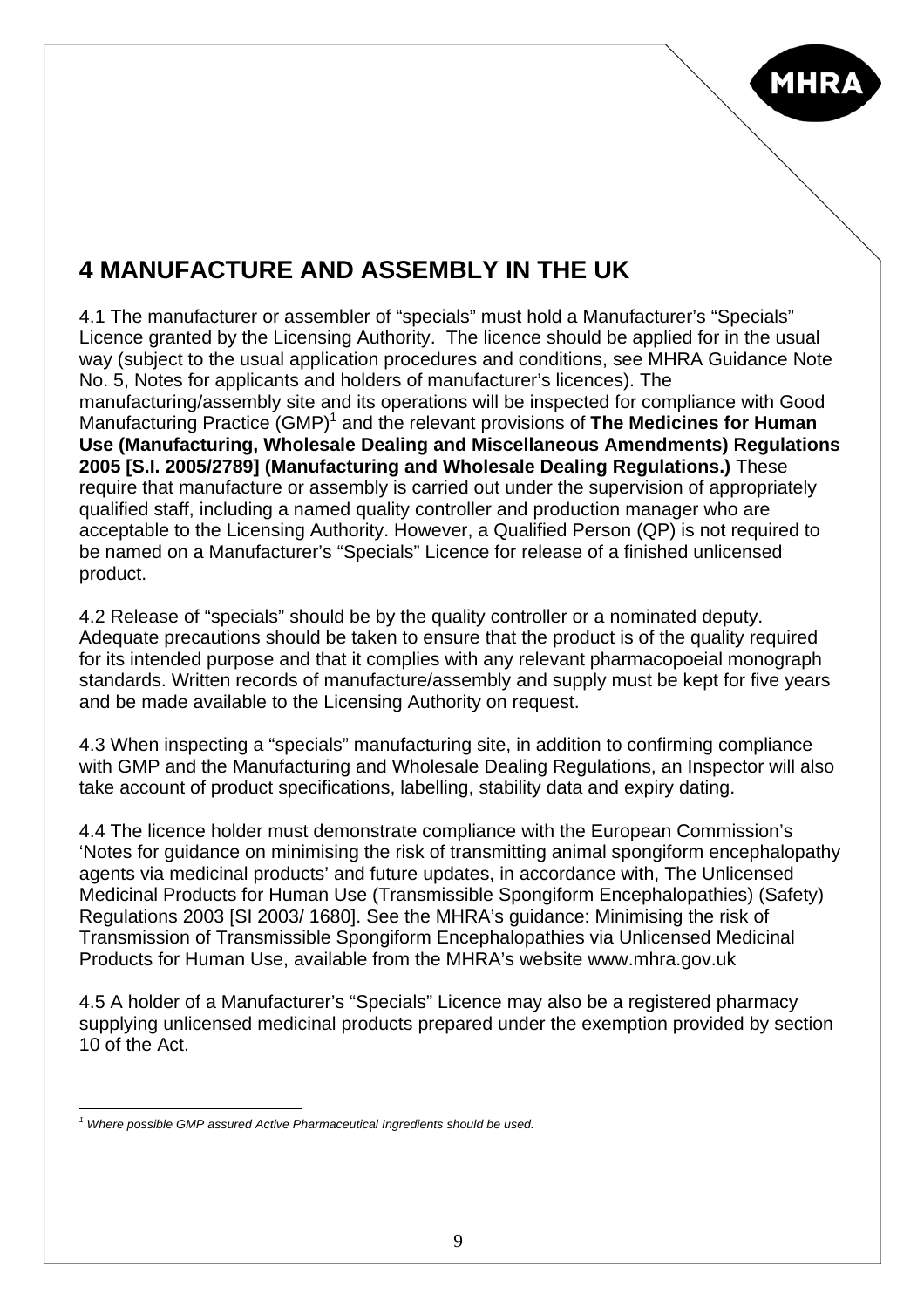## 4 MANUFACTURE AND ASSEMBLY IN THE UK

4.1 The manufacturer or assembler of "specials" must hold a Manufacturer's "Specials" Licence granted by the Licensing Authority. The licence should be applied for in the usual way (subject to the usual application procedures and conditions, see MHRA Guidance Note No. 5, Notes for applicants and holders of manufacturer's licences). The manufacturing/assembly site and its operations will be inspected for compliance with Good Manufacturing Practice (GMP)[1] and the relevant provisions of **The Medicines for Human Use (Manufacturing, Wholesale Dealing and Miscellaneous Amendments) Regulations 2005 [S.I. 2005/2789] (Manufacturing and Wholesale Dealing Regulations.)** These require that manufacture or assembly is carried out under the supervision of appropriately qualified staff, including a named quality controller and production manager who are acceptable to the Licensing Authority. However, a Qualified Person (QP) is not required to be named on a Manufacturer's "Specials" Licence for release of a finished unlicensed product.

4.2 Release of "specials" should be by the quality controller or a nominated deputy. Adequate precautions should be taken to ensure that the product is of the quality required for its intended purpose and that it complies with any relevant pharmacopoeial monograph standards. Written records of manufacture/assembly and supply must be kept for five years and be made available to the Licensing Authority on request.

4.3 When inspecting a "specials" manufacturing site, in addition to confirming compliance with GMP and the Manufacturing and Wholesale Dealing Regulations, an Inspector will also take account of product specifications, labelling, stability data and expiry dating.

4.4 The licence holder must demonstrate compliance with the European Commission's 'Notes for guidance on minimising the risk of transmitting animal spongiform encephalopathy agents via medicinal products' and future updates, in accordance with, The Unlicensed Medicinal Products for Human Use (Transmissible Spongiform Encephalopathies) (Safety) Regulations 2003 [SI 2003/ 1680]. See the MHRA's guidance: Minimising the risk of Transmission of Transmissible Spongiform Encephalopathies via Unlicensed Medicinal Products for Human Use, available from the MHRA's website www.mhra.gov.uk

4.5 A holder of a Manufacturer's "Specials" Licence may also be a registered pharmacy supplying unlicensed medicinal products prepared under the exemption provided by section 10 of the Act.

---

[1] *Where possible GMP assured Active Pharmaceutical Ingredients should be used.*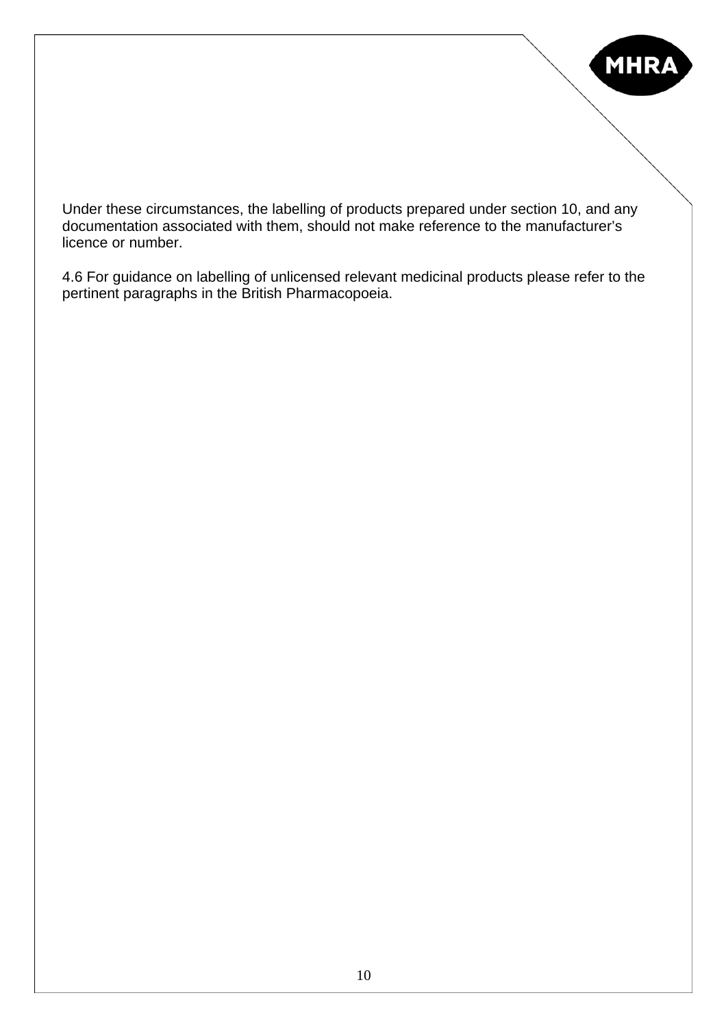Under these circumstances, the labelling of products prepared under section 10, and any documentation associated with them, should not make reference to the manufacturer's licence or number.

4.6 For guidance on labelling of unlicensed relevant medicinal products please refer to the pertinent paragraphs in the British Pharmacopoeia.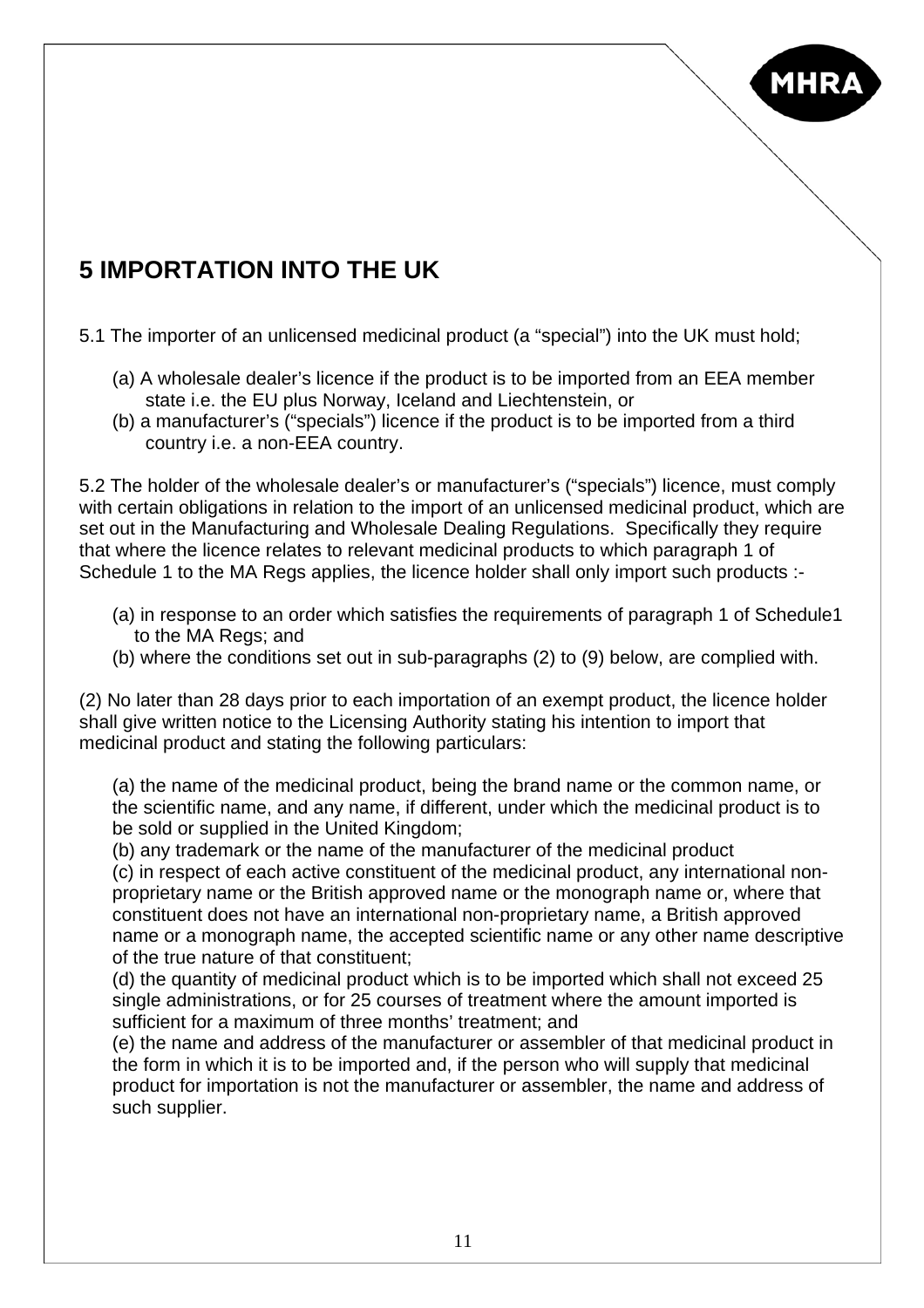# 5 IMPORTATION INTO THE UK

5.1 The importer of an unlicensed medicinal product (a "special") into the UK must hold;

(a) A wholesale dealer's licence if the product is to be imported from an EEA member state i.e. the EU plus Norway, Iceland and Liechtenstein, or
(b) a manufacturer's ("specials") licence if the product is to be imported from a third country i.e. a non-EEA country.

5.2 The holder of the wholesale dealer's or manufacturer's ("specials") licence, must comply with certain obligations in relation to the import of an unlicensed medicinal product, which are set out in the Manufacturing and Wholesale Dealing Regulations. Specifically they require that where the licence relates to relevant medicinal products to which paragraph 1 of Schedule 1 to the MA Regs applies, the licence holder shall only import such products :-

(a) in response to an order which satisfies the requirements of paragraph 1 of Schedule1 to the MA Regs; and
(b) where the conditions set out in sub-paragraphs (2) to (9) below, are complied with.

(2) No later than 28 days prior to each importation of an exempt product, the licence holder shall give written notice to the Licensing Authority stating his intention to import that medicinal product and stating the following particulars:

(a) the name of the medicinal product, being the brand name or the common name, or the scientific name, and any name, if different, under which the medicinal product is to be sold or supplied in the United Kingdom;
(b) any trademark or the name of the manufacturer of the medicinal product
(c) in respect of each active constituent of the medicinal product, any international non-proprietary name or the British approved name or the monograph name or, where that constituent does not have an international non-proprietary name, a British approved name or a monograph name, the accepted scientific name or any other name descriptive of the true nature of that constituent;
(d) the quantity of medicinal product which is to be imported which shall not exceed 25 single administrations, or for 25 courses of treatment where the amount imported is sufficient for a maximum of three months' treatment; and
(e) the name and address of the manufacturer or assembler of that medicinal product in the form in which it is to be imported and, if the person who will supply that medicinal product for importation is not the manufacturer or assembler, the name and address of such supplier.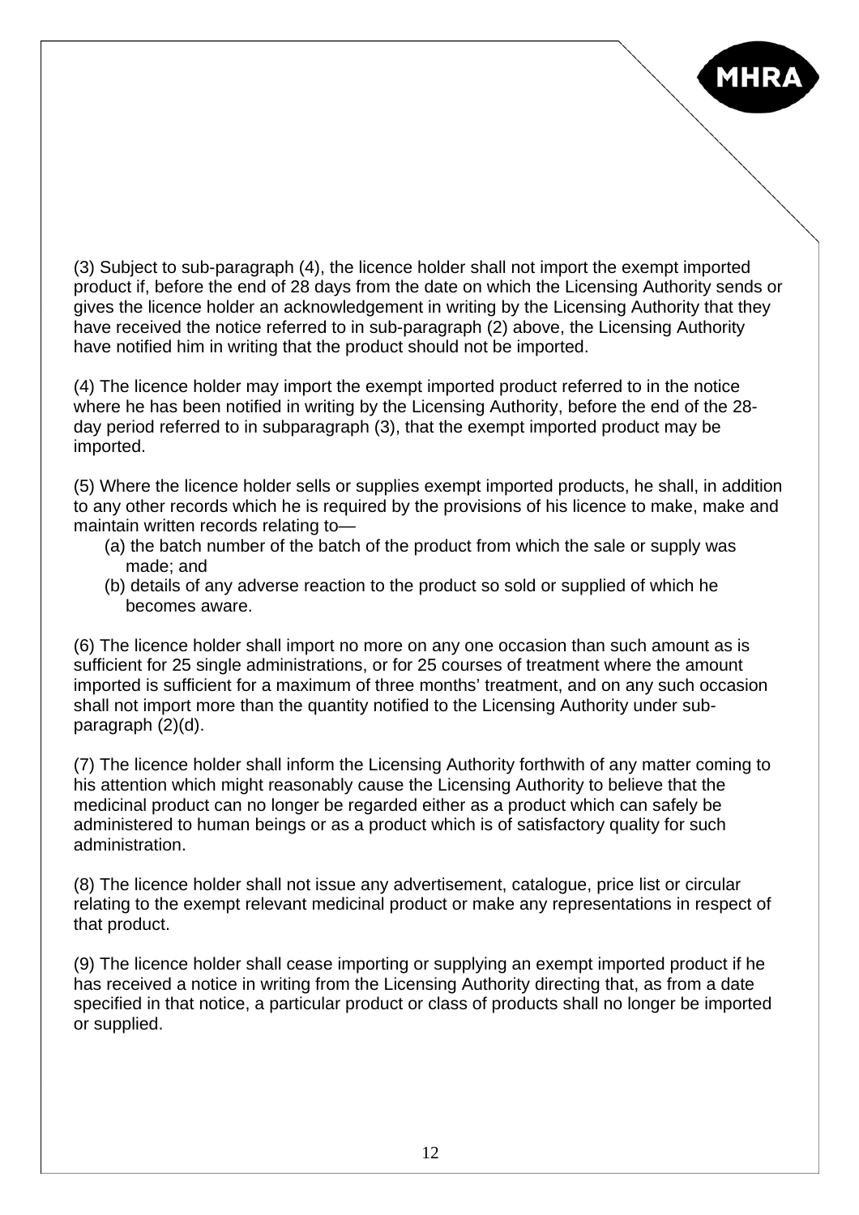(3) Subject to sub-paragraph (4), the licence holder shall not import the exempt imported product if, before the end of 28 days from the date on which the Licensing Authority sends or gives the licence holder an acknowledgement in writing by the Licensing Authority that they have received the notice referred to in sub-paragraph (2) above, the Licensing Authority have notified him in writing that the product should not be imported.

(4) The licence holder may import the exempt imported product referred to in the notice where he has been notified in writing by the Licensing Authority, before the end of the 28-day period referred to in subparagraph (3), that the exempt imported product may be imported.

(5) Where the licence holder sells or supplies exempt imported products, he shall, in addition to any other records which he is required by the provisions of his licence to make, make and maintain written records relating to—

- (a) the batch number of the batch of the product from which the sale or supply was made; and
- (b) details of any adverse reaction to the product so sold or supplied of which he becomes aware.

(6) The licence holder shall import no more on any one occasion than such amount as is sufficient for 25 single administrations, or for 25 courses of treatment where the amount imported is sufficient for a maximum of three months' treatment, and on any such occasion shall not import more than the quantity notified to the Licensing Authority under sub-paragraph (2)(d).

(7) The licence holder shall inform the Licensing Authority forthwith of any matter coming to his attention which might reasonably cause the Licensing Authority to believe that the medicinal product can no longer be regarded either as a product which can safely be administered to human beings or as a product which is of satisfactory quality for such administration.

(8) The licence holder shall not issue any advertisement, catalogue, price list or circular relating to the exempt relevant medicinal product or make any representations in respect of that product.

(9) The licence holder shall cease importing or supplying an exempt imported product if he has received a notice in writing from the Licensing Authority directing that, as from a date specified in that notice, a particular product or class of products shall no longer be imported or supplied.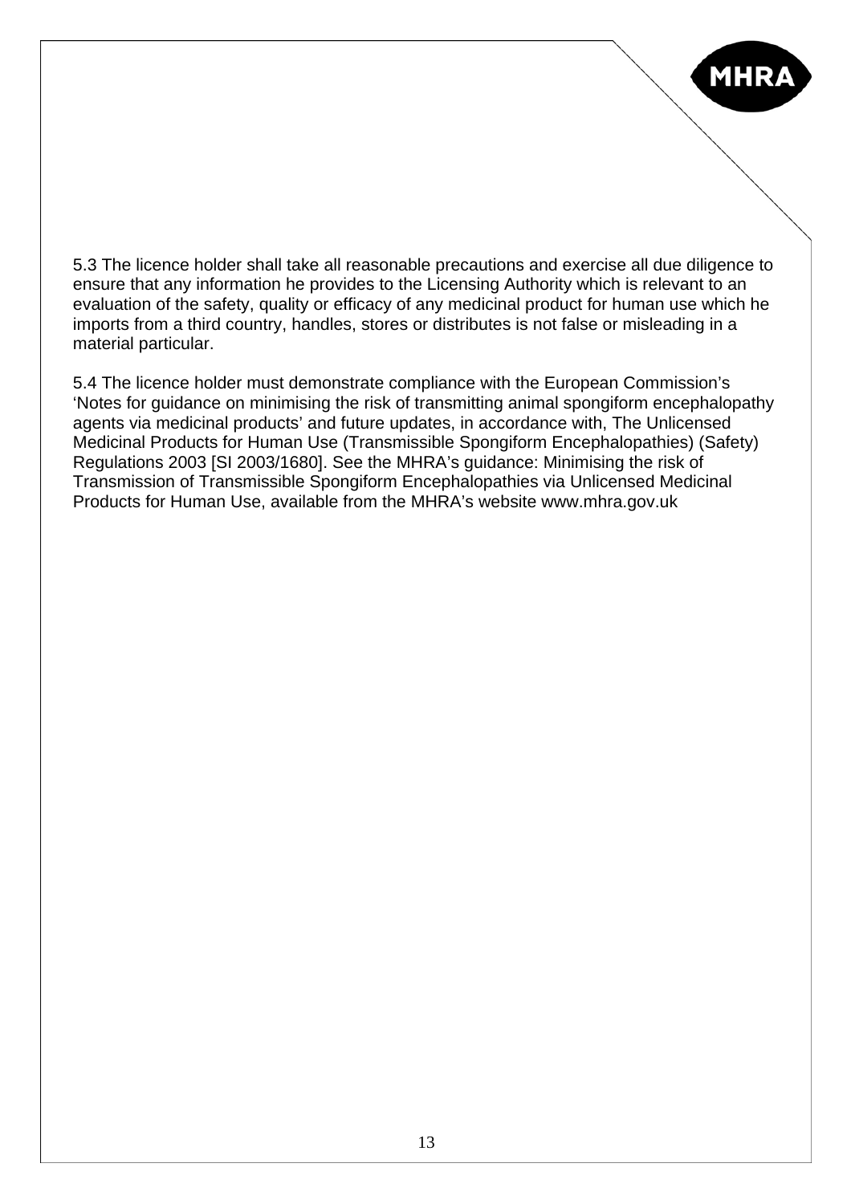5.3 The licence holder shall take all reasonable precautions and exercise all due diligence to ensure that any information he provides to the Licensing Authority which is relevant to an evaluation of the safety, quality or efficacy of any medicinal product for human use which he imports from a third country, handles, stores or distributes is not false or misleading in a material particular.

5.4 The licence holder must demonstrate compliance with the European Commission's 'Notes for guidance on minimising the risk of transmitting animal spongiform encephalopathy agents via medicinal products' and future updates, in accordance with, The Unlicensed Medicinal Products for Human Use (Transmissible Spongiform Encephalopathies) (Safety) Regulations 2003 [SI 2003/1680]. See the MHRA's guidance: Minimising the risk of Transmission of Transmissible Spongiform Encephalopathies via Unlicensed Medicinal Products for Human Use, available from the MHRA's website www.mhra.gov.uk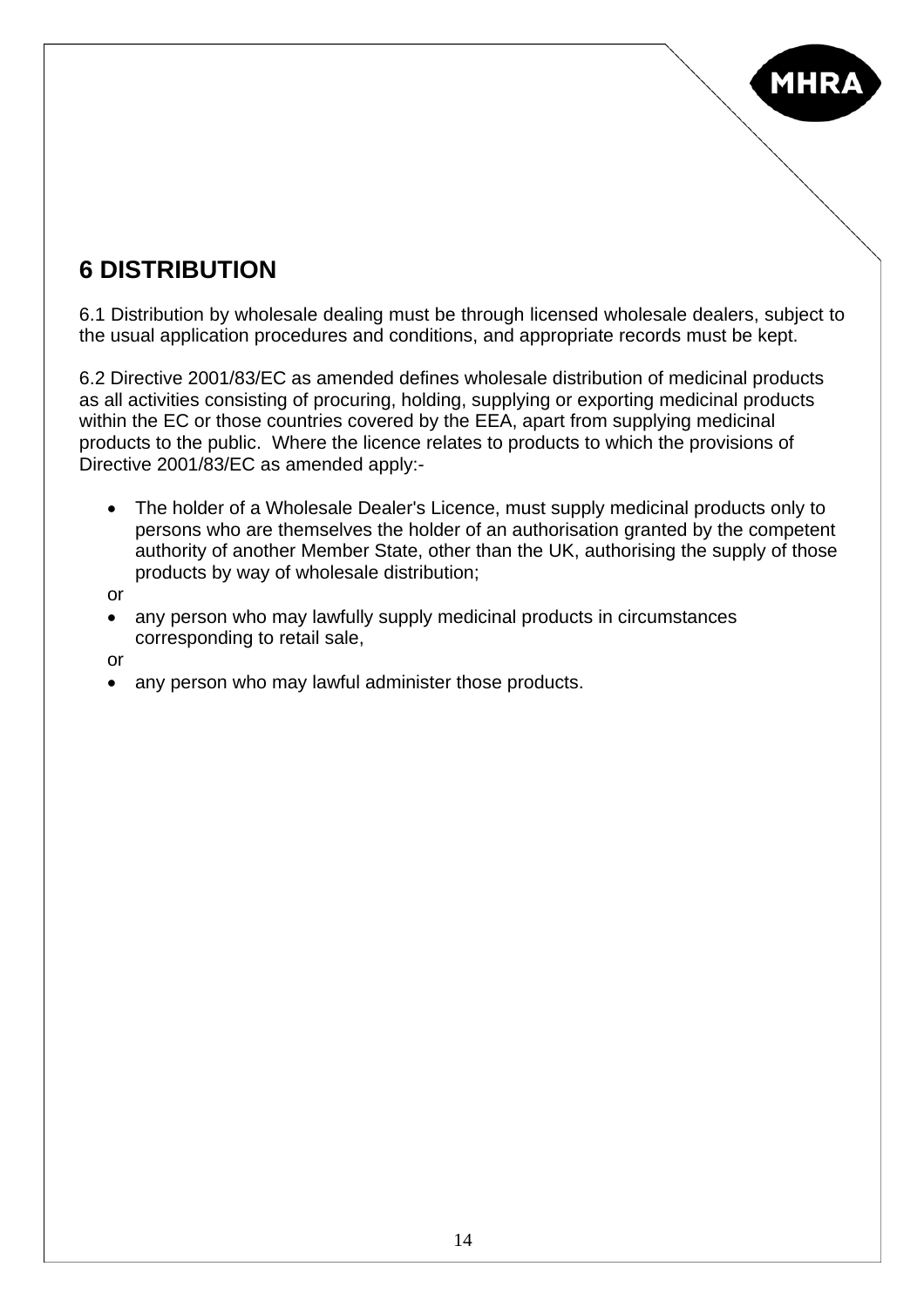# 6 DISTRIBUTION

6.1 Distribution by wholesale dealing must be through licensed wholesale dealers, subject to the usual application procedures and conditions, and appropriate records must be kept.

6.2 Directive 2001/83/EC as amended defines wholesale distribution of medicinal products as all activities consisting of procuring, holding, supplying or exporting medicinal products within the EC or those countries covered by the EEA, apart from supplying medicinal products to the public. Where the licence relates to products to which the provisions of Directive 2001/83/EC as amended apply:-

- The holder of a Wholesale Dealer's Licence, must supply medicinal products only to persons who are themselves the holder of an authorisation granted by the competent authority of another Member State, other than the UK, authorising the supply of those products by way of wholesale distribution;

or

- any person who may lawfully supply medicinal products in circumstances corresponding to retail sale,

or

- any person who may lawful administer those products.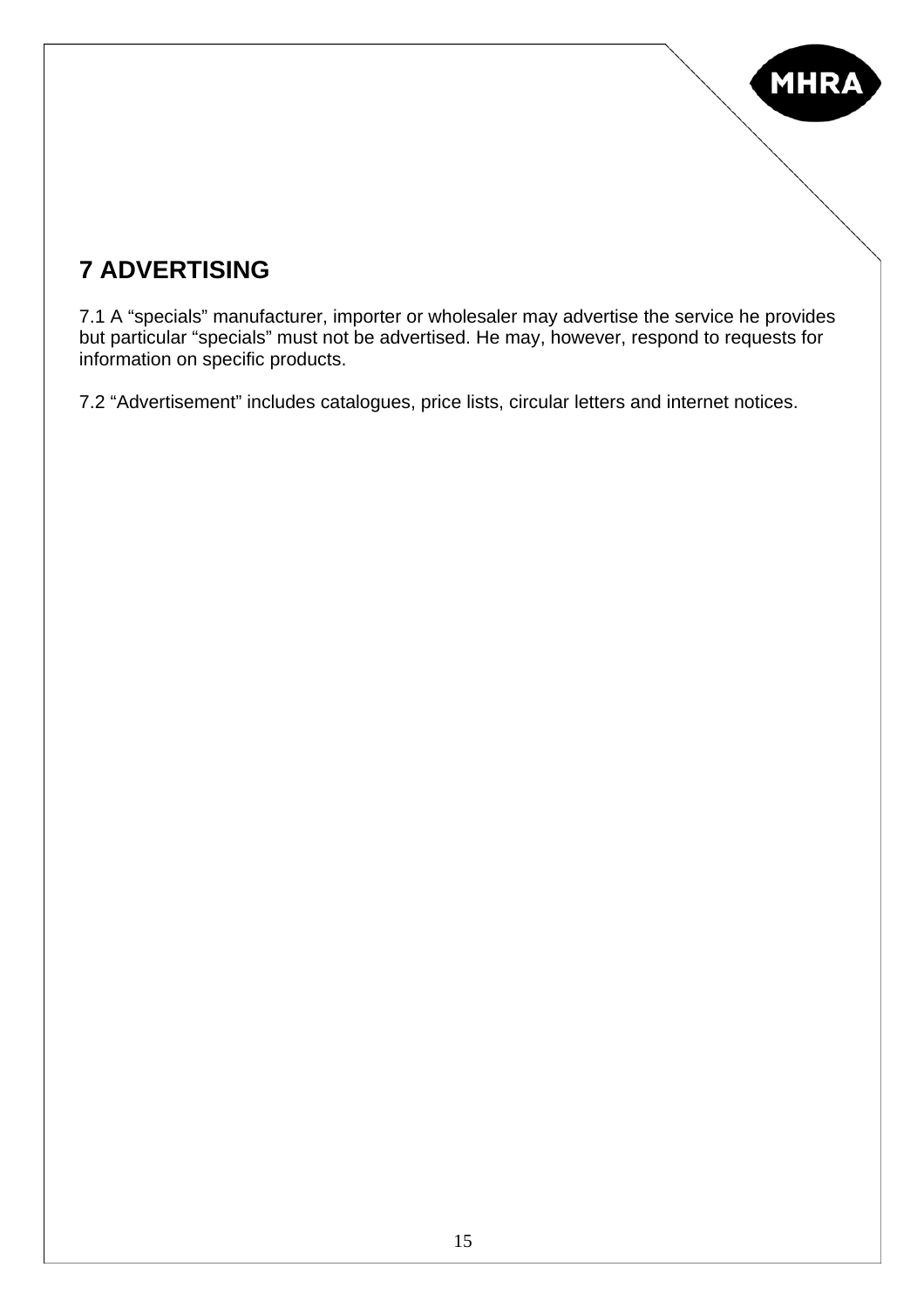## 7 ADVERTISING

7.1 A “specials” manufacturer, importer or wholesaler may advertise the service he provides but particular “specials” must not be advertised. He may, however, respond to requests for information on specific products.

7.2 “Advertisement” includes catalogues, price lists, circular letters and internet notices.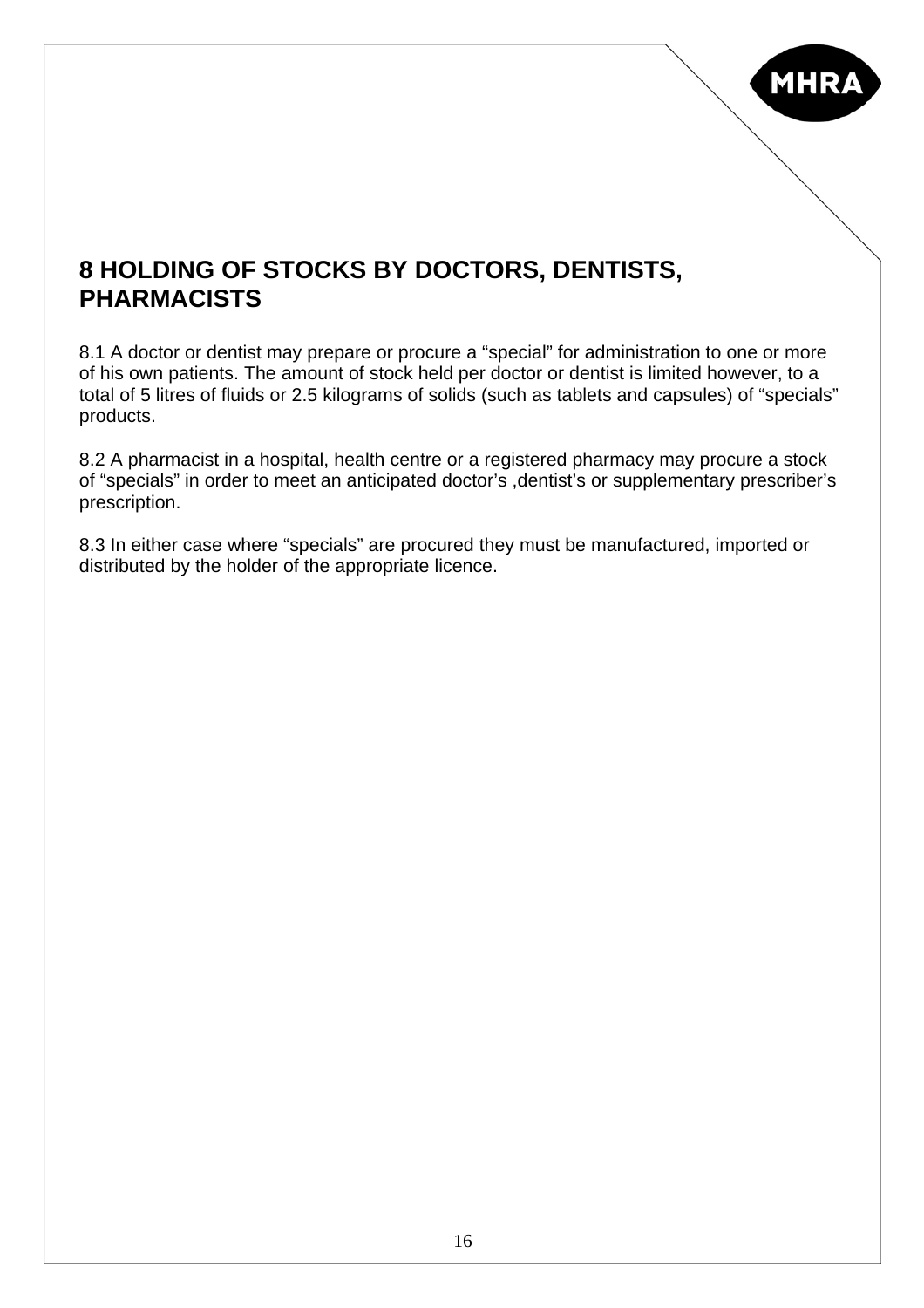## 8 HOLDING OF STOCKS BY DOCTORS, DENTISTS, PHARMACISTS

8.1 A doctor or dentist may prepare or procure a “special” for administration to one or more of his own patients. The amount of stock held per doctor or dentist is limited however, to a total of 5 litres of fluids or 2.5 kilograms of solids (such as tablets and capsules) of “specials” products.

8.2 A pharmacist in a hospital, health centre or a registered pharmacy may procure a stock of “specials” in order to meet an anticipated doctor’s ,dentist’s or supplementary prescriber’s prescription.

8.3 In either case where “specials” are procured they must be manufactured, imported or distributed by the holder of the appropriate licence.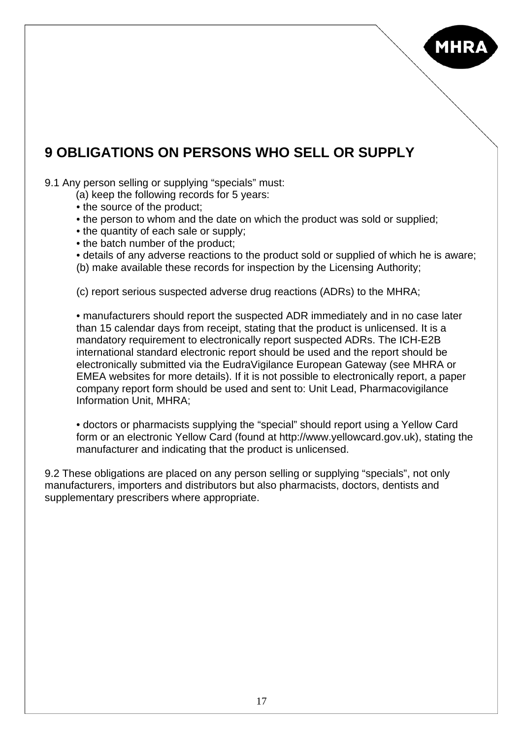# 9 OBLIGATIONS ON PERSONS WHO SELL OR SUPPLY

9.1 Any person selling or supplying "specials" must:

(a) keep the following records for 5 years:

- the source of the product;
- the person to whom and the date on which the product was sold or supplied;
- the quantity of each sale or supply;
- the batch number of the product;
- details of any adverse reactions to the product sold or supplied of which he is aware;

(b) make available these records for inspection by the Licensing Authority;

(c) report serious suspected adverse drug reactions (ADRs) to the MHRA;

- manufacturers should report the suspected ADR immediately and in no case later than 15 calendar days from receipt, stating that the product is unlicensed. It is a mandatory requirement to electronically report suspected ADRs. The ICH-E2B international standard electronic report should be used and the report should be electronically submitted via the EudraVigilance European Gateway (see MHRA or EMEA websites for more details). If it is not possible to electronically report, a paper company report form should be used and sent to: Unit Lead, Pharmacovigilance Information Unit, MHRA;

- doctors or pharmacists supplying the "special" should report using a Yellow Card form or an electronic Yellow Card (found at http://www.yellowcard.gov.uk), stating the manufacturer and indicating that the product is unlicensed.

9.2 These obligations are placed on any person selling or supplying "specials", not only manufacturers, importers and distributors but also pharmacists, doctors, dentists and supplementary prescribers where appropriate.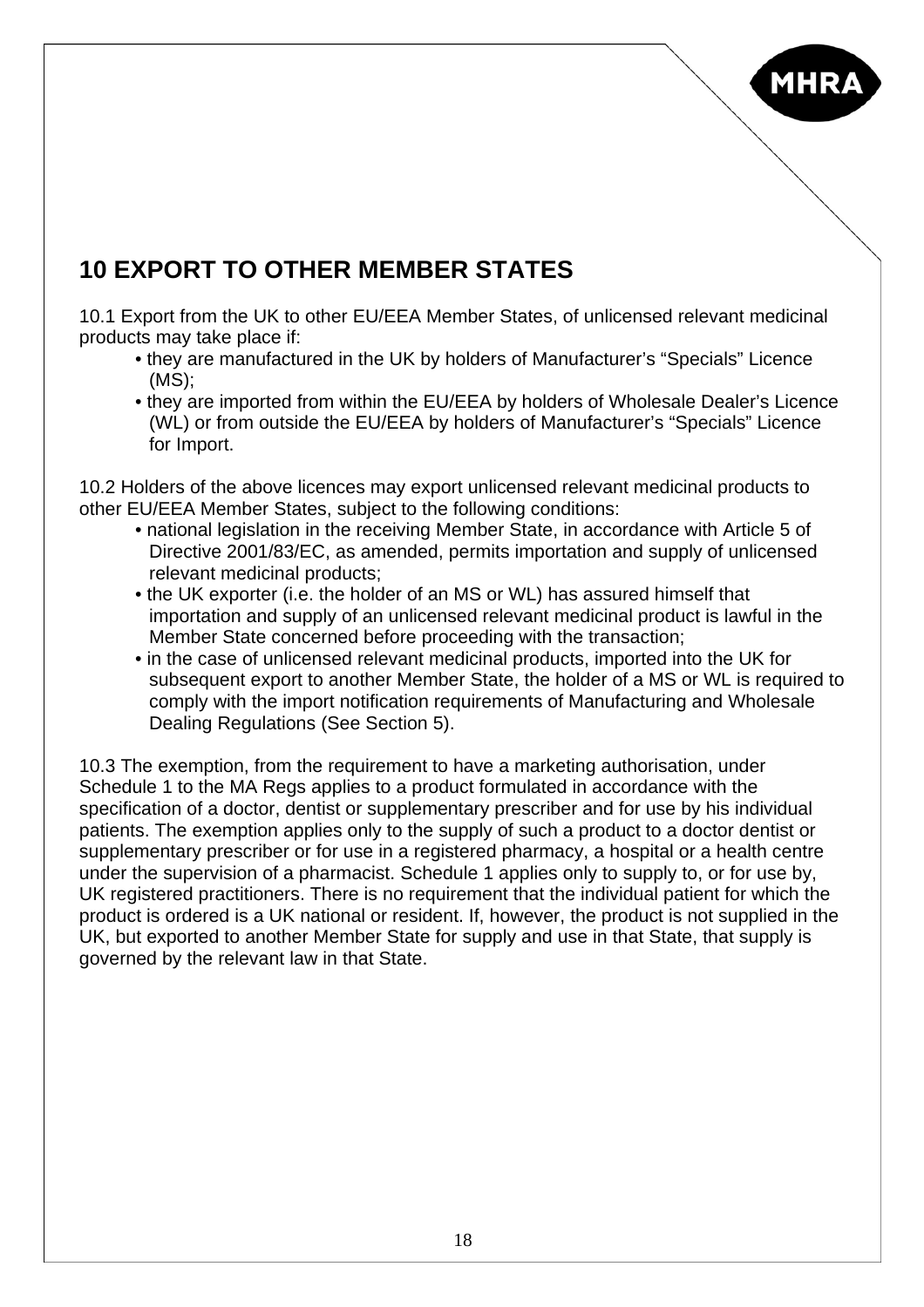## 10 EXPORT TO OTHER MEMBER STATES

10.1 Export from the UK to other EU/EEA Member States, of unlicensed relevant medicinal products may take place if:

- they are manufactured in the UK by holders of Manufacturer's "Specials" Licence (MS);
- they are imported from within the EU/EEA by holders of Wholesale Dealer's Licence (WL) or from outside the EU/EEA by holders of Manufacturer's "Specials" Licence for Import.

10.2 Holders of the above licences may export unlicensed relevant medicinal products to other EU/EEA Member States, subject to the following conditions:

- national legislation in the receiving Member State, in accordance with Article 5 of Directive 2001/83/EC, as amended, permits importation and supply of unlicensed relevant medicinal products;
- the UK exporter (i.e. the holder of an MS or WL) has assured himself that importation and supply of an unlicensed relevant medicinal product is lawful in the Member State concerned before proceeding with the transaction;
- in the case of unlicensed relevant medicinal products, imported into the UK for subsequent export to another Member State, the holder of a MS or WL is required to comply with the import notification requirements of Manufacturing and Wholesale Dealing Regulations (See Section 5).

10.3 The exemption, from the requirement to have a marketing authorisation, under Schedule 1 to the MA Regs applies to a product formulated in accordance with the specification of a doctor, dentist or supplementary prescriber and for use by his individual patients. The exemption applies only to the supply of such a product to a doctor dentist or supplementary prescriber or for use in a registered pharmacy, a hospital or a health centre under the supervision of a pharmacist. Schedule 1 applies only to supply to, or for use by, UK registered practitioners. There is no requirement that the individual patient for which the product is ordered is a UK national or resident. If, however, the product is not supplied in the UK, but exported to another Member State for supply and use in that State, that supply is governed by the relevant law in that State.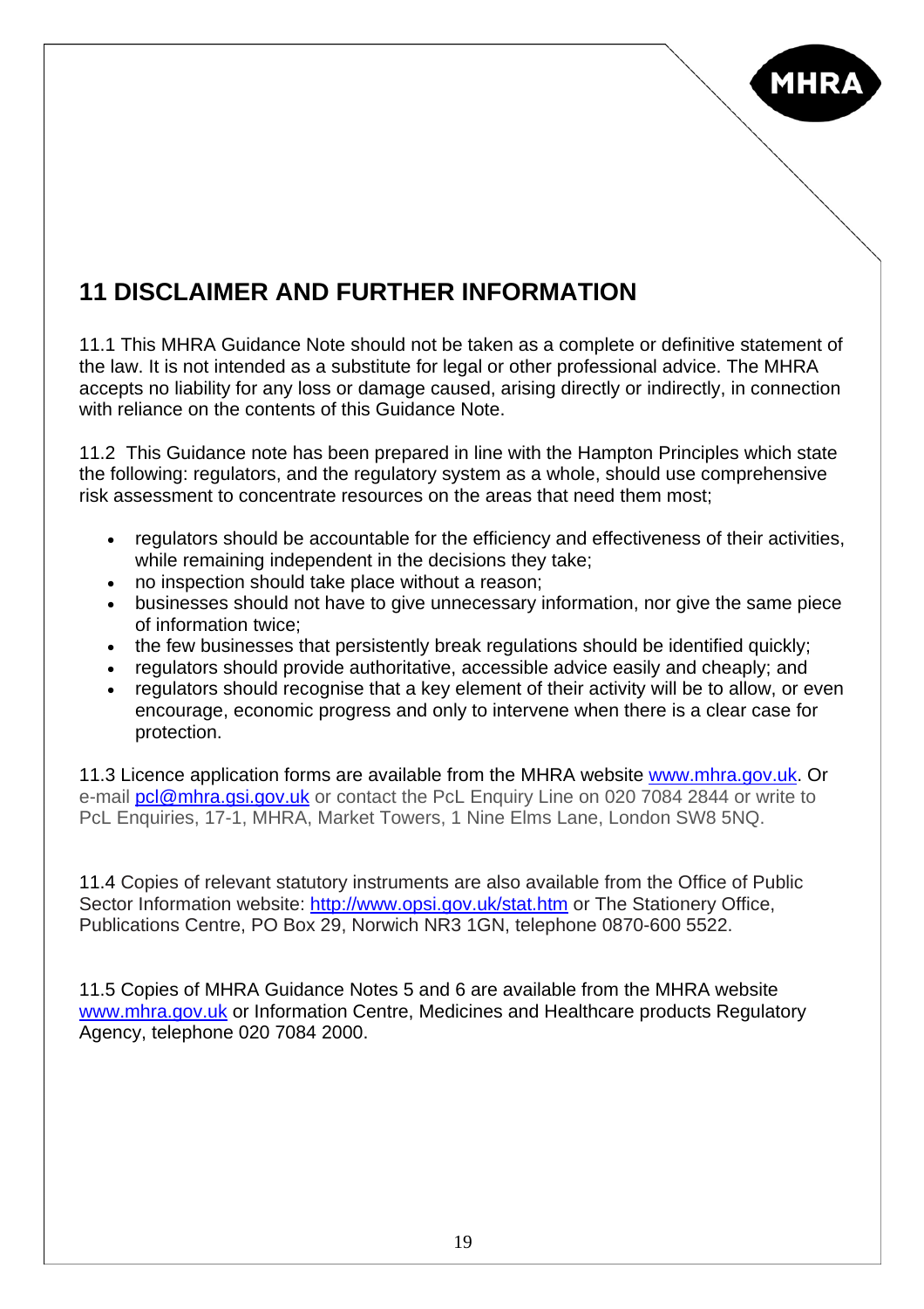# 11 DISCLAIMER AND FURTHER INFORMATION

11.1 This MHRA Guidance Note should not be taken as a complete or definitive statement of the law. It is not intended as a substitute for legal or other professional advice. The MHRA accepts no liability for any loss or damage caused, arising directly or indirectly, in connection with reliance on the contents of this Guidance Note.

11.2 This Guidance note has been prepared in line with the Hampton Principles which state the following: regulators, and the regulatory system as a whole, should use comprehensive risk assessment to concentrate resources on the areas that need them most;

- regulators should be accountable for the efficiency and effectiveness of their activities, while remaining independent in the decisions they take;
- no inspection should take place without a reason;
- businesses should not have to give unnecessary information, nor give the same piece of information twice;
- the few businesses that persistently break regulations should be identified quickly;
- regulators should provide authoritative, accessible advice easily and cheaply; and
- regulators should recognise that a key element of their activity will be to allow, or even encourage, economic progress and only to intervene when there is a clear case for protection.

11.3 Licence application forms are available from the MHRA website www.mhra.gov.uk. Or e-mail pcl@mhra.gsi.gov.uk or contact the PcL Enquiry Line on 020 7084 2844 or write to PcL Enquiries, 17-1, MHRA, Market Towers, 1 Nine Elms Lane, London SW8 5NQ.

11.4 Copies of relevant statutory instruments are also available from the Office of Public Sector Information website: http://www.opsi.gov.uk/stat.htm or The Stationery Office, Publications Centre, PO Box 29, Norwich NR3 1GN, telephone 0870-600 5522.

11.5 Copies of MHRA Guidance Notes 5 and 6 are available from the MHRA website www.mhra.gov.uk or Information Centre, Medicines and Healthcare products Regulatory Agency, telephone 020 7084 2000.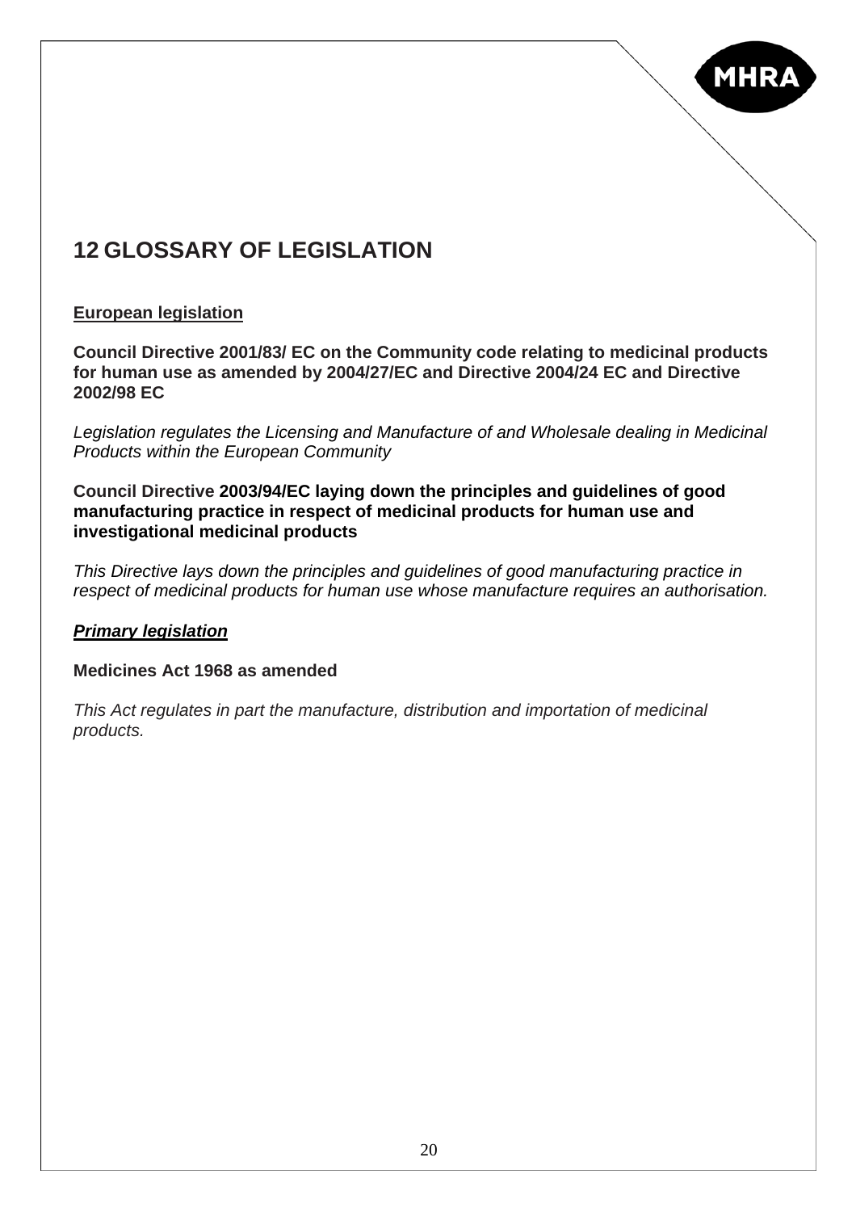# 12 GLOSSARY OF LEGISLATION

**European legislation**

**Council Directive 2001/83/ EC on the Community code relating to medicinal products for human use as amended by 2004/27/EC and Directive 2004/24 EC and Directive 2002/98 EC**

*Legislation regulates the Licensing and Manufacture of and Wholesale dealing in Medicinal Products within the European Community*

**Council Directive 2003/94/EC laying down the principles and guidelines of good manufacturing practice in respect of medicinal products for human use and investigational medicinal products**

*This Directive lays down the principles and guidelines of good manufacturing practice in respect of medicinal products for human use whose manufacture requires an authorisation.*

***Primary legislation***

**Medicines Act 1968 as amended**

*This Act regulates in part the manufacture, distribution and importation of medicinal products.*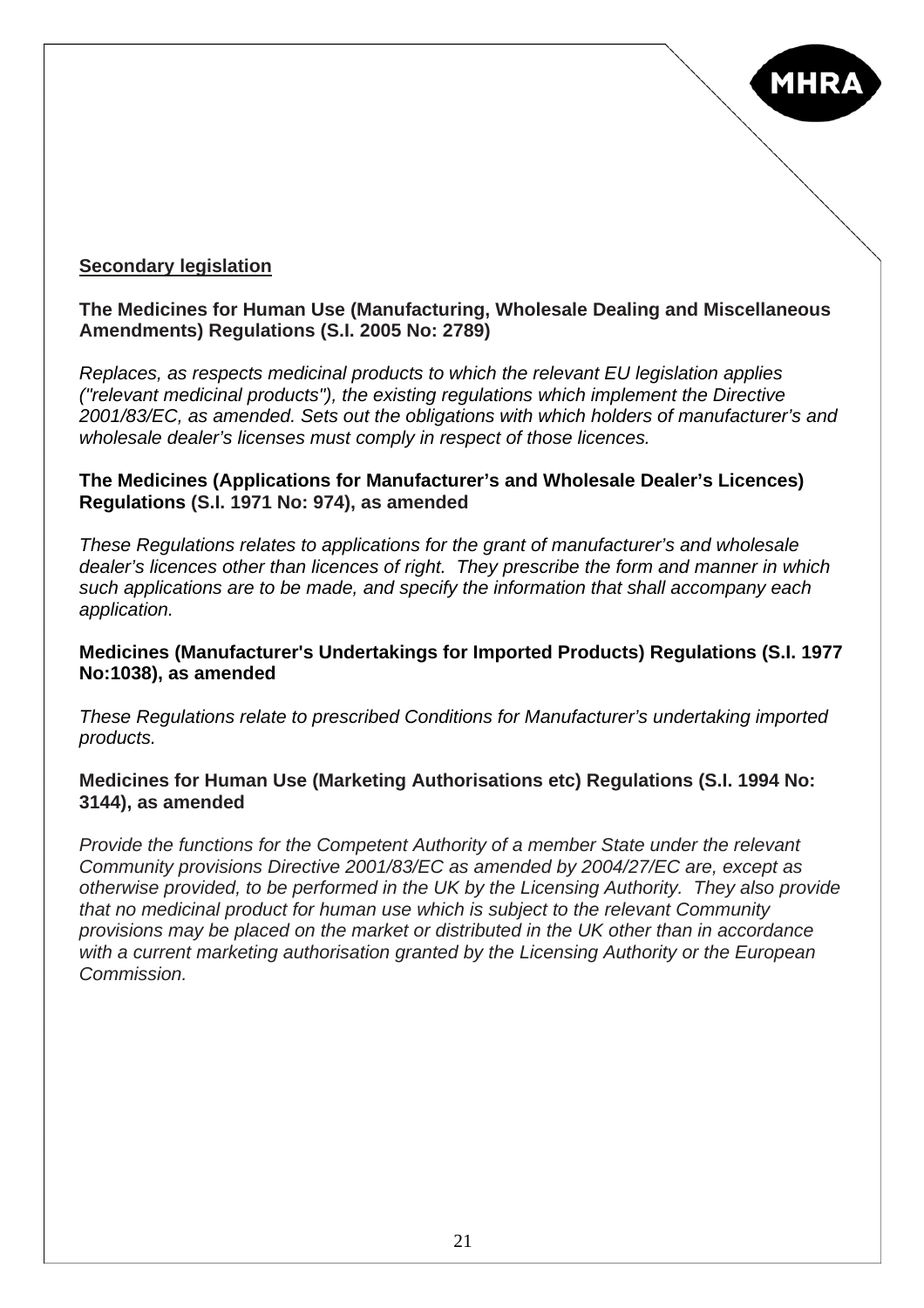**Secondary legislation**

**The Medicines for Human Use (Manufacturing, Wholesale Dealing and Miscellaneous Amendments) Regulations (S.I. 2005 No: 2789)**

*Replaces, as respects medicinal products to which the relevant EU legislation applies ("relevant medicinal products"), the existing regulations which implement the Directive 2001/83/EC, as amended. Sets out the obligations with which holders of manufacturer's and wholesale dealer's licenses must comply in respect of those licences.*

**The Medicines (Applications for Manufacturer's and Wholesale Dealer's Licences) Regulations (S.I. 1971 No: 974), as amended**

*These Regulations relates to applications for the grant of manufacturer's and wholesale dealer's licences other than licences of right. They prescribe the form and manner in which such applications are to be made, and specify the information that shall accompany each application.*

**Medicines (Manufacturer's Undertakings for Imported Products) Regulations (S.I. 1977 No:1038), as amended**

*These Regulations relate to prescribed Conditions for Manufacturer's undertaking imported products.*

**Medicines for Human Use (Marketing Authorisations etc) Regulations (S.I. 1994 No: 3144), as amended**

*Provide the functions for the Competent Authority of a member State under the relevant Community provisions Directive 2001/83/EC as amended by 2004/27/EC are, except as otherwise provided, to be performed in the UK by the Licensing Authority. They also provide that no medicinal product for human use which is subject to the relevant Community provisions may be placed on the market or distributed in the UK other than in accordance with a current marketing authorisation granted by the Licensing Authority or the European Commission.*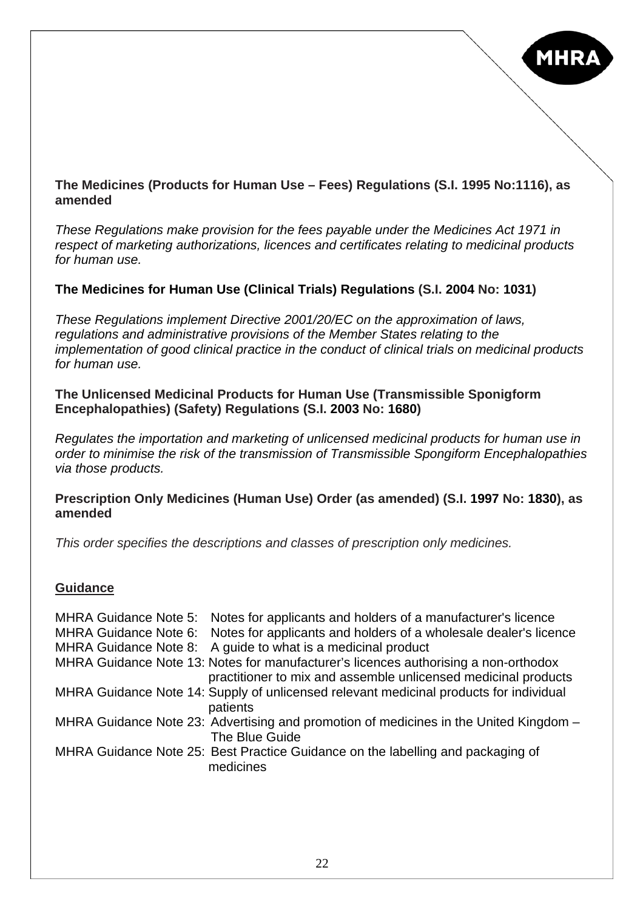**The Medicines (Products for Human Use – Fees) Regulations (S.I. 1995 No:1116), as amended**

*These Regulations make provision for the fees payable under the Medicines Act 1971 in respect of marketing authorizations, licences and certificates relating to medicinal products for human use.*

**The Medicines for Human Use (Clinical Trials) Regulations (S.I. 2004 No: 1031)**

*These Regulations implement Directive 2001/20/EC on the approximation of laws, regulations and administrative provisions of the Member States relating to the implementation of good clinical practice in the conduct of clinical trials on medicinal products for human use.*

**The Unlicensed Medicinal Products for Human Use (Transmissible Sponigform Encephalopathies) (Safety) Regulations (S.I. 2003 No: 1680)**

*Regulates the importation and marketing of unlicensed medicinal products for human use in order to minimise the risk of the transmission of Transmissible Spongiform Encephalopathies via those products.*

**Prescription Only Medicines (Human Use) Order (as amended) (S.I. 1997 No: 1830), as amended**

*This order specifies the descriptions and classes of prescription only medicines.*

**Guidance**

MHRA Guidance Note 5: Notes for applicants and holders of a manufacturer's licence
MHRA Guidance Note 6: Notes for applicants and holders of a wholesale dealer's licence
MHRA Guidance Note 8: A guide to what is a medicinal product
MHRA Guidance Note 13: Notes for manufacturer's licences authorising a non-orthodox practitioner to mix and assemble unlicensed medicinal products
MHRA Guidance Note 14: Supply of unlicensed relevant medicinal products for individual patients
MHRA Guidance Note 23: Advertising and promotion of medicines in the United Kingdom – The Blue Guide
MHRA Guidance Note 25: Best Practice Guidance on the labelling and packaging of medicines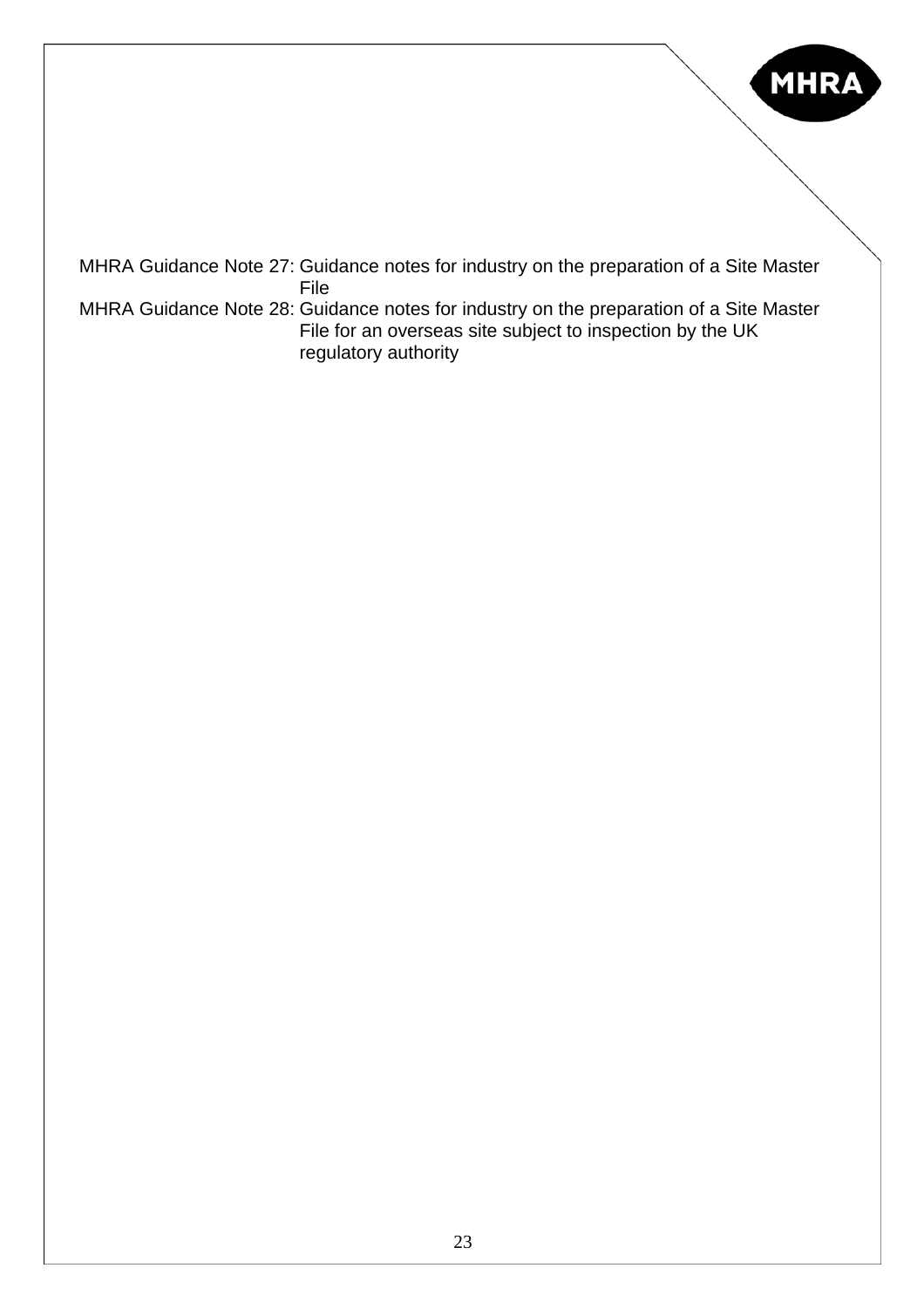MHRA Guidance Note 27: Guidance notes for industry on the preparation of a Site Master File

MHRA Guidance Note 28: Guidance notes for industry on the preparation of a Site Master File for an overseas site subject to inspection by the UK regulatory authority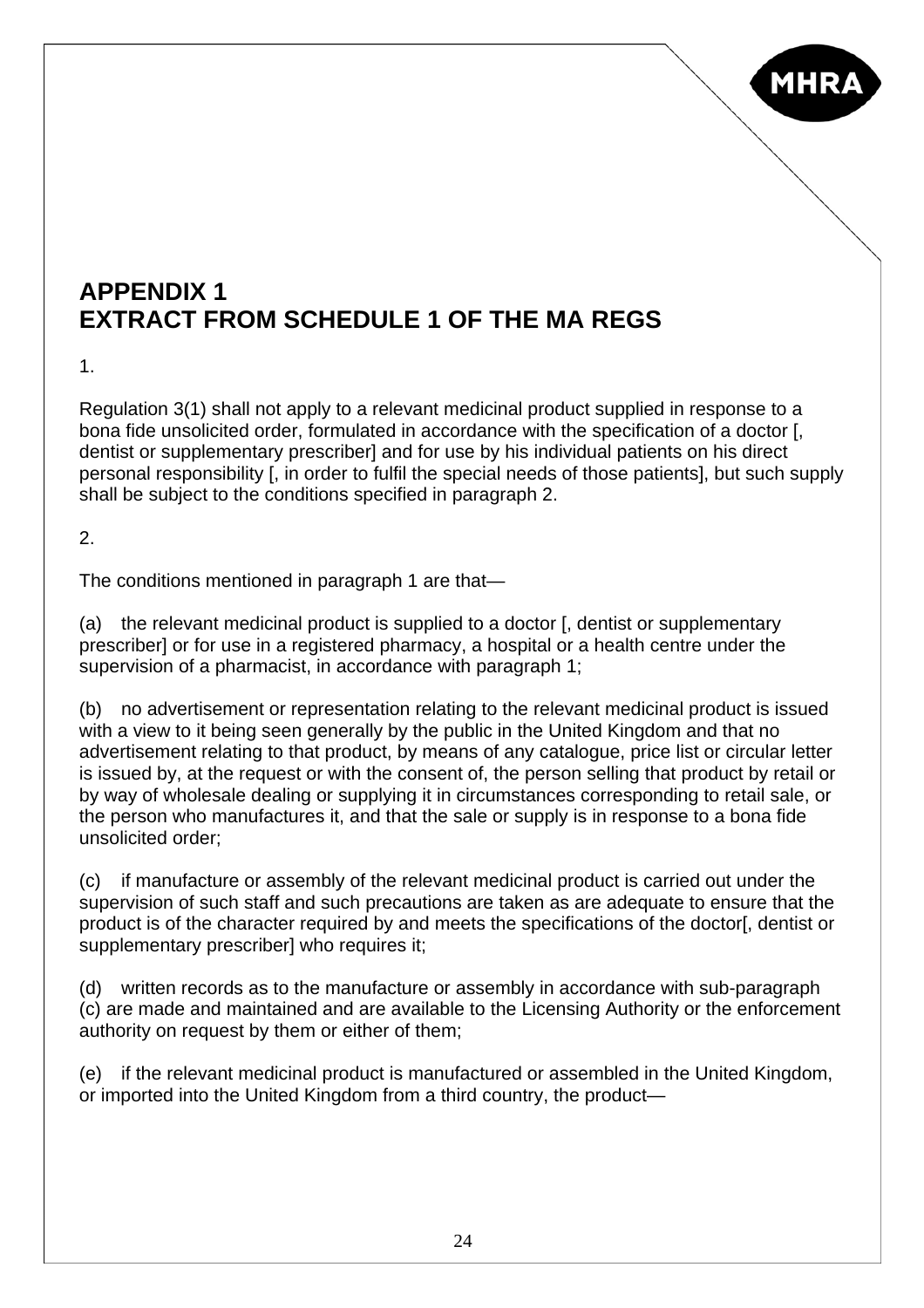# APPENDIX 1
# EXTRACT FROM SCHEDULE 1 OF THE MA REGS

1.

Regulation 3(1) shall not apply to a relevant medicinal product supplied in response to a bona fide unsolicited order, formulated in accordance with the specification of a doctor [, dentist or supplementary prescriber] and for use by his individual patients on his direct personal responsibility [, in order to fulfil the special needs of those patients], but such supply shall be subject to the conditions specified in paragraph 2.

2.

The conditions mentioned in paragraph 1 are that—

(a) the relevant medicinal product is supplied to a doctor [, dentist or supplementary prescriber] or for use in a registered pharmacy, a hospital or a health centre under the supervision of a pharmacist, in accordance with paragraph 1;

(b) no advertisement or representation relating to the relevant medicinal product is issued with a view to it being seen generally by the public in the United Kingdom and that no advertisement relating to that product, by means of any catalogue, price list or circular letter is issued by, at the request or with the consent of, the person selling that product by retail or by way of wholesale dealing or supplying it in circumstances corresponding to retail sale, or the person who manufactures it, and that the sale or supply is in response to a bona fide unsolicited order;

(c) if manufacture or assembly of the relevant medicinal product is carried out under the supervision of such staff and such precautions are taken as are adequate to ensure that the product is of the character required by and meets the specifications of the doctor[, dentist or supplementary prescriber] who requires it;

(d) written records as to the manufacture or assembly in accordance with sub-paragraph (c) are made and maintained and are available to the Licensing Authority or the enforcement authority on request by them or either of them;

(e) if the relevant medicinal product is manufactured or assembled in the United Kingdom, or imported into the United Kingdom from a third country, the product—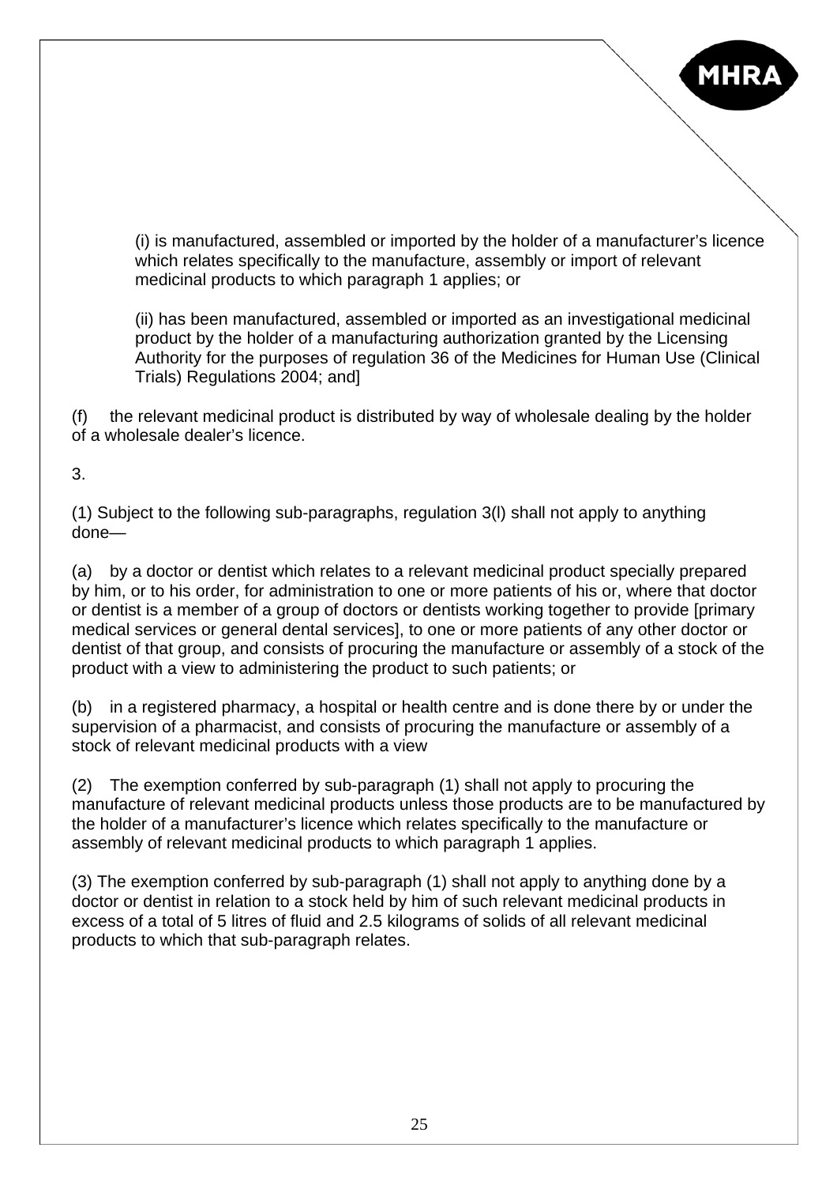(i) is manufactured, assembled or imported by the holder of a manufacturer's licence which relates specifically to the manufacture, assembly or import of relevant medicinal products to which paragraph 1 applies; or

(ii) has been manufactured, assembled or imported as an investigational medicinal product by the holder of a manufacturing authorization granted by the Licensing Authority for the purposes of regulation 36 of the Medicines for Human Use (Clinical Trials) Regulations 2004; and]

(f) the relevant medicinal product is distributed by way of wholesale dealing by the holder of a wholesale dealer's licence.

3.

(1) Subject to the following sub-paragraphs, regulation 3(l) shall not apply to anything done—

(a) by a doctor or dentist which relates to a relevant medicinal product specially prepared by him, or to his order, for administration to one or more patients of his or, where that doctor or dentist is a member of a group of doctors or dentists working together to provide [primary medical services or general dental services], to one or more patients of any other doctor or dentist of that group, and consists of procuring the manufacture or assembly of a stock of the product with a view to administering the product to such patients; or

(b) in a registered pharmacy, a hospital or health centre and is done there by or under the supervision of a pharmacist, and consists of procuring the manufacture or assembly of a stock of relevant medicinal products with a view

(2) The exemption conferred by sub-paragraph (1) shall not apply to procuring the manufacture of relevant medicinal products unless those products are to be manufactured by the holder of a manufacturer's licence which relates specifically to the manufacture or assembly of relevant medicinal products to which paragraph 1 applies.

(3) The exemption conferred by sub-paragraph (1) shall not apply to anything done by a doctor or dentist in relation to a stock held by him of such relevant medicinal products in excess of a total of 5 litres of fluid and 2.5 kilograms of solids of all relevant medicinal products to which that sub-paragraph relates.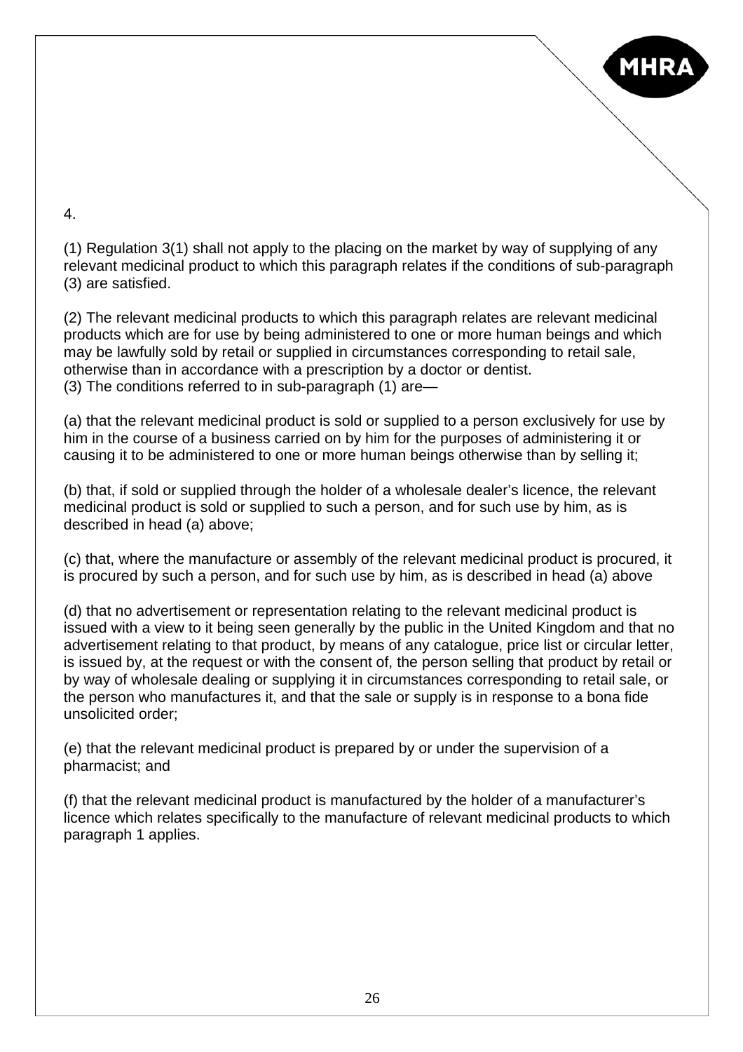4.

(1) Regulation 3(1) shall not apply to the placing on the market by way of supplying of any relevant medicinal product to which this paragraph relates if the conditions of sub-paragraph (3) are satisfied.

(2) The relevant medicinal products to which this paragraph relates are relevant medicinal products which are for use by being administered to one or more human beings and which may be lawfully sold by retail or supplied in circumstances corresponding to retail sale, otherwise than in accordance with a prescription by a doctor or dentist.
(3) The conditions referred to in sub-paragraph (1) are—

(a) that the relevant medicinal product is sold or supplied to a person exclusively for use by him in the course of a business carried on by him for the purposes of administering it or causing it to be administered to one or more human beings otherwise than by selling it;

(b) that, if sold or supplied through the holder of a wholesale dealer's licence, the relevant medicinal product is sold or supplied to such a person, and for such use by him, as is described in head (a) above;

(c) that, where the manufacture or assembly of the relevant medicinal product is procured, it is procured by such a person, and for such use by him, as is described in head (a) above

(d) that no advertisement or representation relating to the relevant medicinal product is issued with a view to it being seen generally by the public in the United Kingdom and that no advertisement relating to that product, by means of any catalogue, price list or circular letter, is issued by, at the request or with the consent of, the person selling that product by retail or by way of wholesale dealing or supplying it in circumstances corresponding to retail sale, or the person who manufactures it, and that the sale or supply is in response to a bona fide unsolicited order;

(e) that the relevant medicinal product is prepared by or under the supervision of a pharmacist; and

(f) that the relevant medicinal product is manufactured by the holder of a manufacturer's licence which relates specifically to the manufacture of relevant medicinal products to which paragraph 1 applies.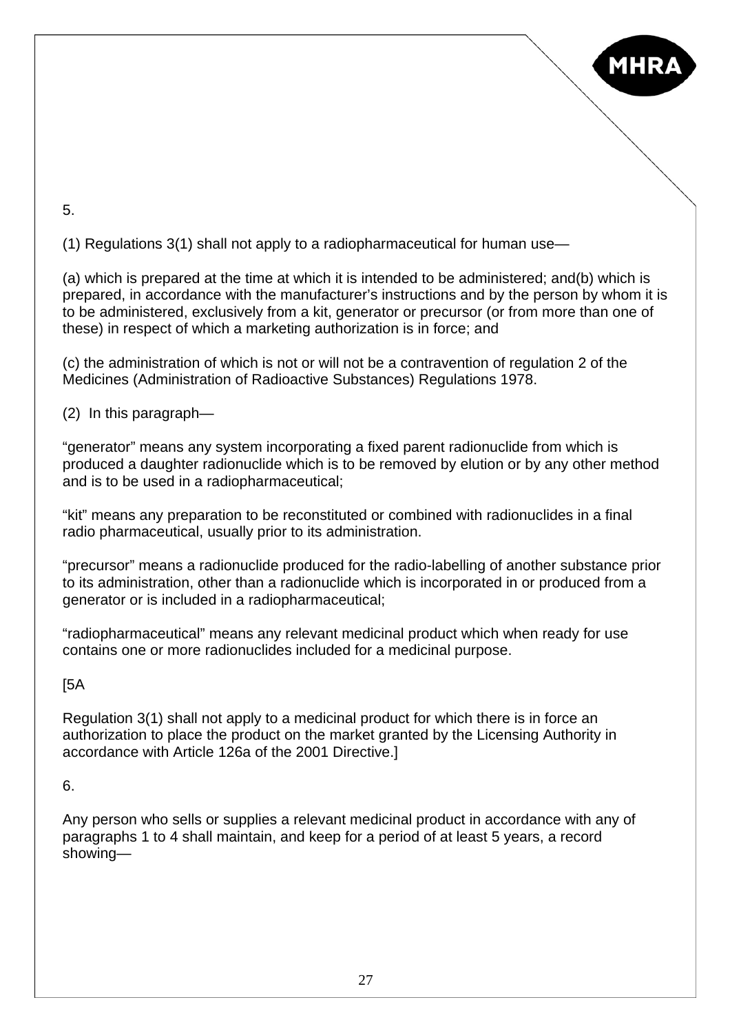5.

(1) Regulations 3(1) shall not apply to a radiopharmaceutical for human use—

(a) which is prepared at the time at which it is intended to be administered; and(b) which is prepared, in accordance with the manufacturer's instructions and by the person by whom it is to be administered, exclusively from a kit, generator or precursor (or from more than one of these) in respect of which a marketing authorization is in force; and

(c) the administration of which is not or will not be a contravention of regulation 2 of the Medicines (Administration of Radioactive Substances) Regulations 1978.

(2) In this paragraph—

"generator" means any system incorporating a fixed parent radionuclide from which is produced a daughter radionuclide which is to be removed by elution or by any other method and is to be used in a radiopharmaceutical;

"kit" means any preparation to be reconstituted or combined with radionuclides in a final radio pharmaceutical, usually prior to its administration.

"precursor" means a radionuclide produced for the radio-labelling of another substance prior to its administration, other than a radionuclide which is incorporated in or produced from a generator or is included in a radiopharmaceutical;

"radiopharmaceutical" means any relevant medicinal product which when ready for use contains one or more radionuclides included for a medicinal purpose.

[5A

Regulation 3(1) shall not apply to a medicinal product for which there is in force an authorization to place the product on the market granted by the Licensing Authority in accordance with Article 126a of the 2001 Directive.]

6.

Any person who sells or supplies a relevant medicinal product in accordance with any of paragraphs 1 to 4 shall maintain, and keep for a period of at least 5 years, a record showing—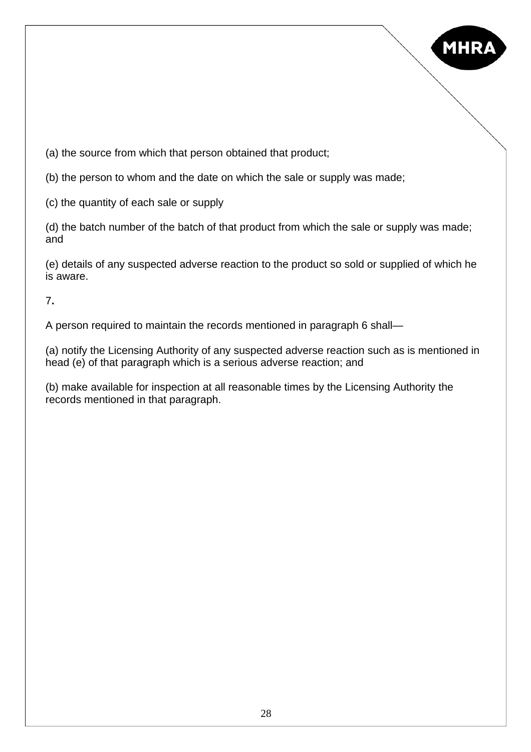(a) the source from which that person obtained that product;

(b) the person to whom and the date on which the sale or supply was made;

(c) the quantity of each sale or supply

(d) the batch number of the batch of that product from which the sale or supply was made; and

(e) details of any suspected adverse reaction to the product so sold or supplied of which he is aware.

7**.**

A person required to maintain the records mentioned in paragraph 6 shall—

(a) notify the Licensing Authority of any suspected adverse reaction such as is mentioned in head (e) of that paragraph which is a serious adverse reaction; and

(b) make available for inspection at all reasonable times by the Licensing Authority the records mentioned in that paragraph.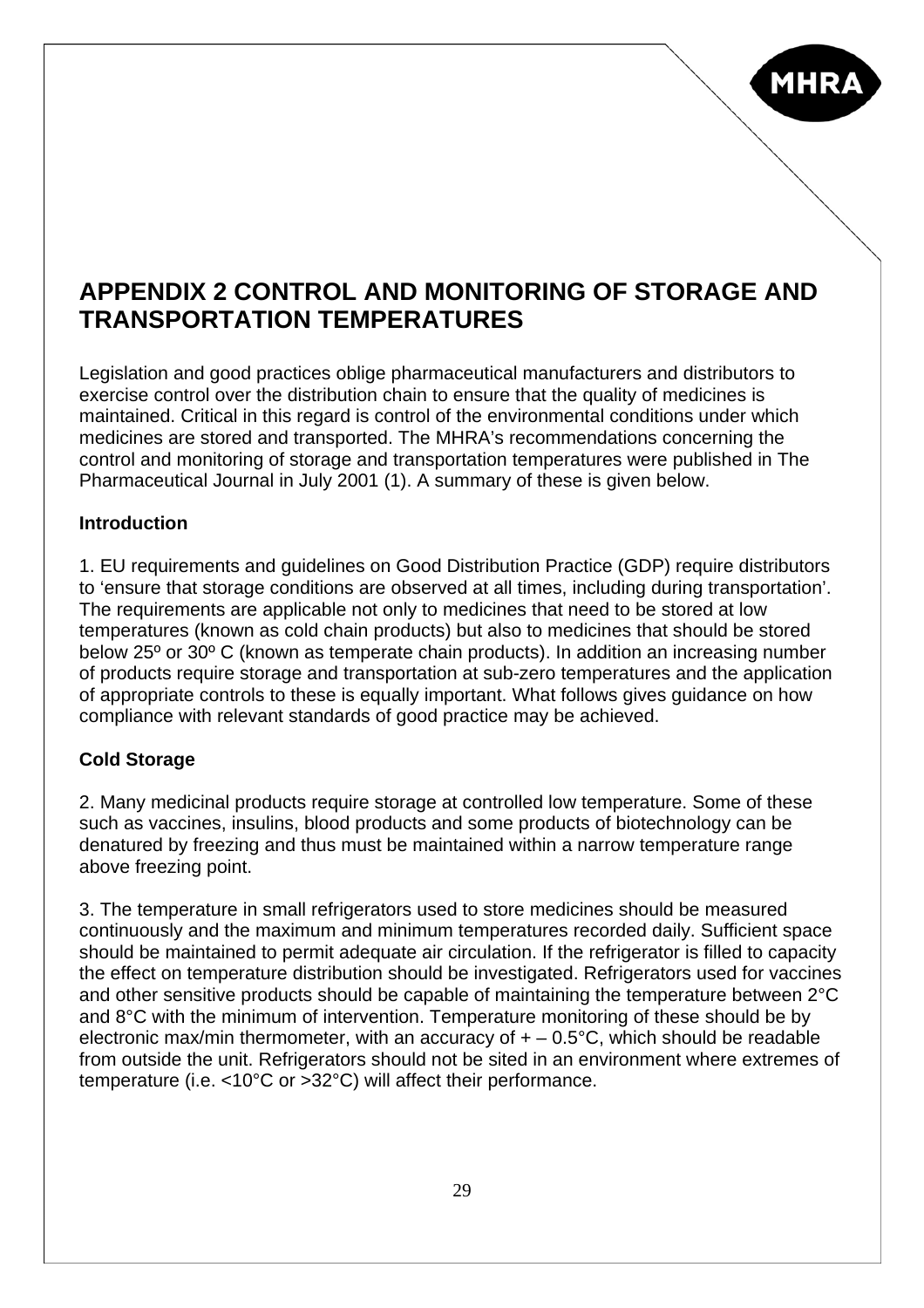## APPENDIX 2 CONTROL AND MONITORING OF STORAGE AND TRANSPORTATION TEMPERATURES

Legislation and good practices oblige pharmaceutical manufacturers and distributors to exercise control over the distribution chain to ensure that the quality of medicines is maintained. Critical in this regard is control of the environmental conditions under which medicines are stored and transported. The MHRA's recommendations concerning the control and monitoring of storage and transportation temperatures were published in The Pharmaceutical Journal in July 2001 (1). A summary of these is given below.

**Introduction**

1. EU requirements and guidelines on Good Distribution Practice (GDP) require distributors to 'ensure that storage conditions are observed at all times, including during transportation'. The requirements are applicable not only to medicines that need to be stored at low temperatures (known as cold chain products) but also to medicines that should be stored below 25º or 30º C (known as temperate chain products). In addition an increasing number of products require storage and transportation at sub-zero temperatures and the application of appropriate controls to these is equally important. What follows gives guidance on how compliance with relevant standards of good practice may be achieved.

**Cold Storage**

2. Many medicinal products require storage at controlled low temperature. Some of these such as vaccines, insulins, blood products and some products of biotechnology can be denatured by freezing and thus must be maintained within a narrow temperature range above freezing point.

3. The temperature in small refrigerators used to store medicines should be measured continuously and the maximum and minimum temperatures recorded daily. Sufficient space should be maintained to permit adequate air circulation. If the refrigerator is filled to capacity the effect on temperature distribution should be investigated. Refrigerators used for vaccines and other sensitive products should be capable of maintaining the temperature between 2°C and 8°C with the minimum of intervention. Temperature monitoring of these should be by electronic max/min thermometer, with an accuracy of + – 0.5°C, which should be readable from outside the unit. Refrigerators should not be sited in an environment where extremes of temperature (i.e. <10°C or >32°C) will affect their performance.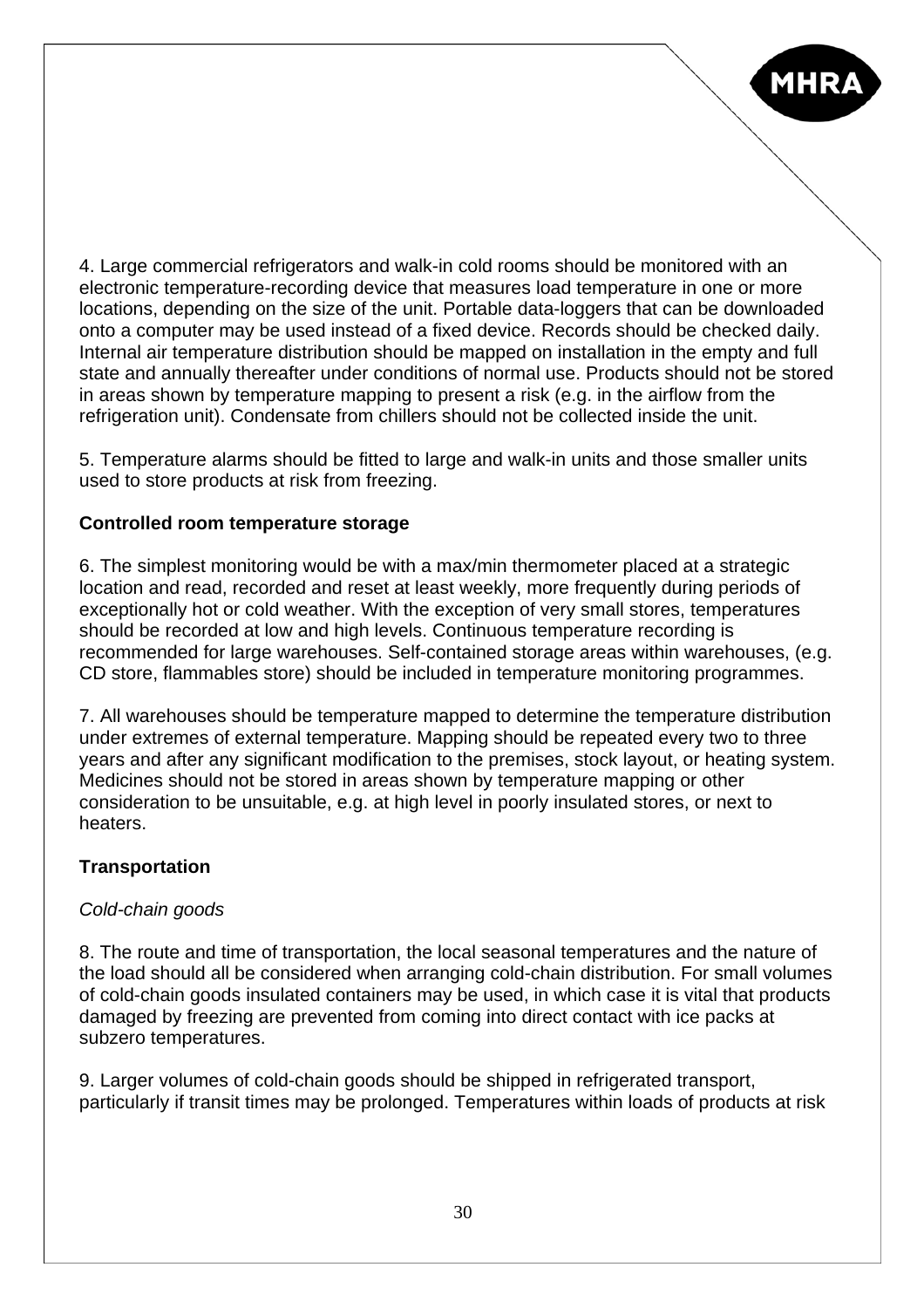4. Large commercial refrigerators and walk-in cold rooms should be monitored with an electronic temperature-recording device that measures load temperature in one or more locations, depending on the size of the unit. Portable data-loggers that can be downloaded onto a computer may be used instead of a fixed device. Records should be checked daily. Internal air temperature distribution should be mapped on installation in the empty and full state and annually thereafter under conditions of normal use. Products should not be stored in areas shown by temperature mapping to present a risk (e.g. in the airflow from the refrigeration unit). Condensate from chillers should not be collected inside the unit.

5. Temperature alarms should be fitted to large and walk-in units and those smaller units used to store products at risk from freezing.

**Controlled room temperature storage**

6. The simplest monitoring would be with a max/min thermometer placed at a strategic location and read, recorded and reset at least weekly, more frequently during periods of exceptionally hot or cold weather. With the exception of very small stores, temperatures should be recorded at low and high levels. Continuous temperature recording is recommended for large warehouses. Self-contained storage areas within warehouses, (e.g. CD store, flammables store) should be included in temperature monitoring programmes.

7. All warehouses should be temperature mapped to determine the temperature distribution under extremes of external temperature. Mapping should be repeated every two to three years and after any significant modification to the premises, stock layout, or heating system. Medicines should not be stored in areas shown by temperature mapping or other consideration to be unsuitable, e.g. at high level in poorly insulated stores, or next to heaters.

**Transportation**

*Cold-chain goods*

8. The route and time of transportation, the local seasonal temperatures and the nature of the load should all be considered when arranging cold-chain distribution. For small volumes of cold-chain goods insulated containers may be used, in which case it is vital that products damaged by freezing are prevented from coming into direct contact with ice packs at subzero temperatures.

9. Larger volumes of cold-chain goods should be shipped in refrigerated transport, particularly if transit times may be prolonged. Temperatures within loads of products at risk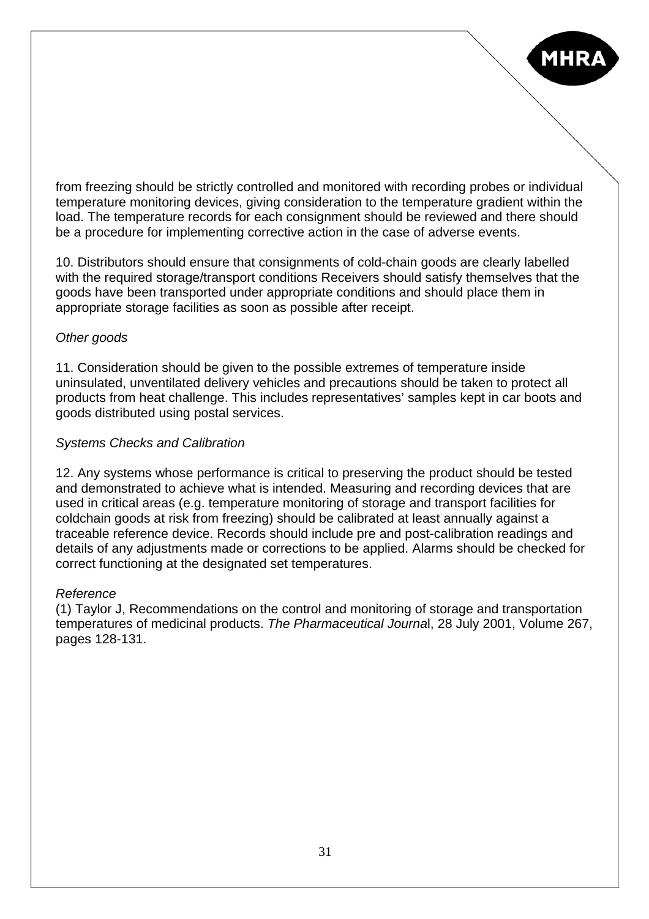from freezing should be strictly controlled and monitored with recording probes or individual temperature monitoring devices, giving consideration to the temperature gradient within the load. The temperature records for each consignment should be reviewed and there should be a procedure for implementing corrective action in the case of adverse events.

10. Distributors should ensure that consignments of cold-chain goods are clearly labelled with the required storage/transport conditions Receivers should satisfy themselves that the goods have been transported under appropriate conditions and should place them in appropriate storage facilities as soon as possible after receipt.

*Other goods*

11. Consideration should be given to the possible extremes of temperature inside uninsulated, unventilated delivery vehicles and precautions should be taken to protect all products from heat challenge. This includes representatives' samples kept in car boots and goods distributed using postal services.

*Systems Checks and Calibration*

12. Any systems whose performance is critical to preserving the product should be tested and demonstrated to achieve what is intended. Measuring and recording devices that are used in critical areas (e.g. temperature monitoring of storage and transport facilities for coldchain goods at risk from freezing) should be calibrated at least annually against a traceable reference device. Records should include pre and post-calibration readings and details of any adjustments made or corrections to be applied. Alarms should be checked for correct functioning at the designated set temperatures.

*Reference*

(1) Taylor J, Recommendations on the control and monitoring of storage and transportation temperatures of medicinal products. *The Pharmaceutical Journa*l, 28 July 2001, Volume 267, pages 128-131.